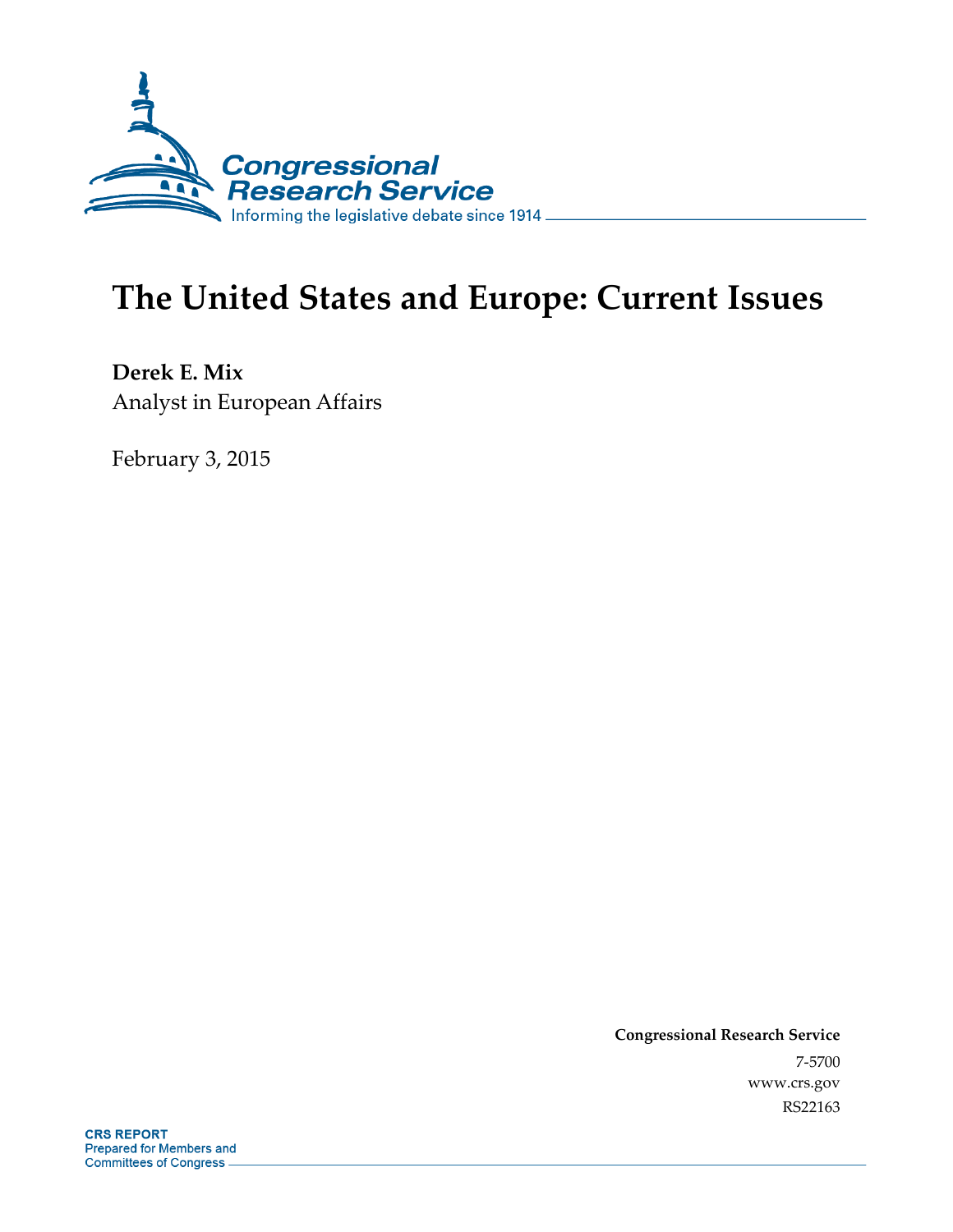Congressional Research Service

Informing the legislative debate since 1914

# The United States and Europe: Current Issues

**Derek E. Mix**

Analyst in European Affairs

February 3, 2015

**Congressional Research Service**

7-5700

www.crs.gov

RS22163

**CRS REPORT**

Prepared for Members and Committees of Congress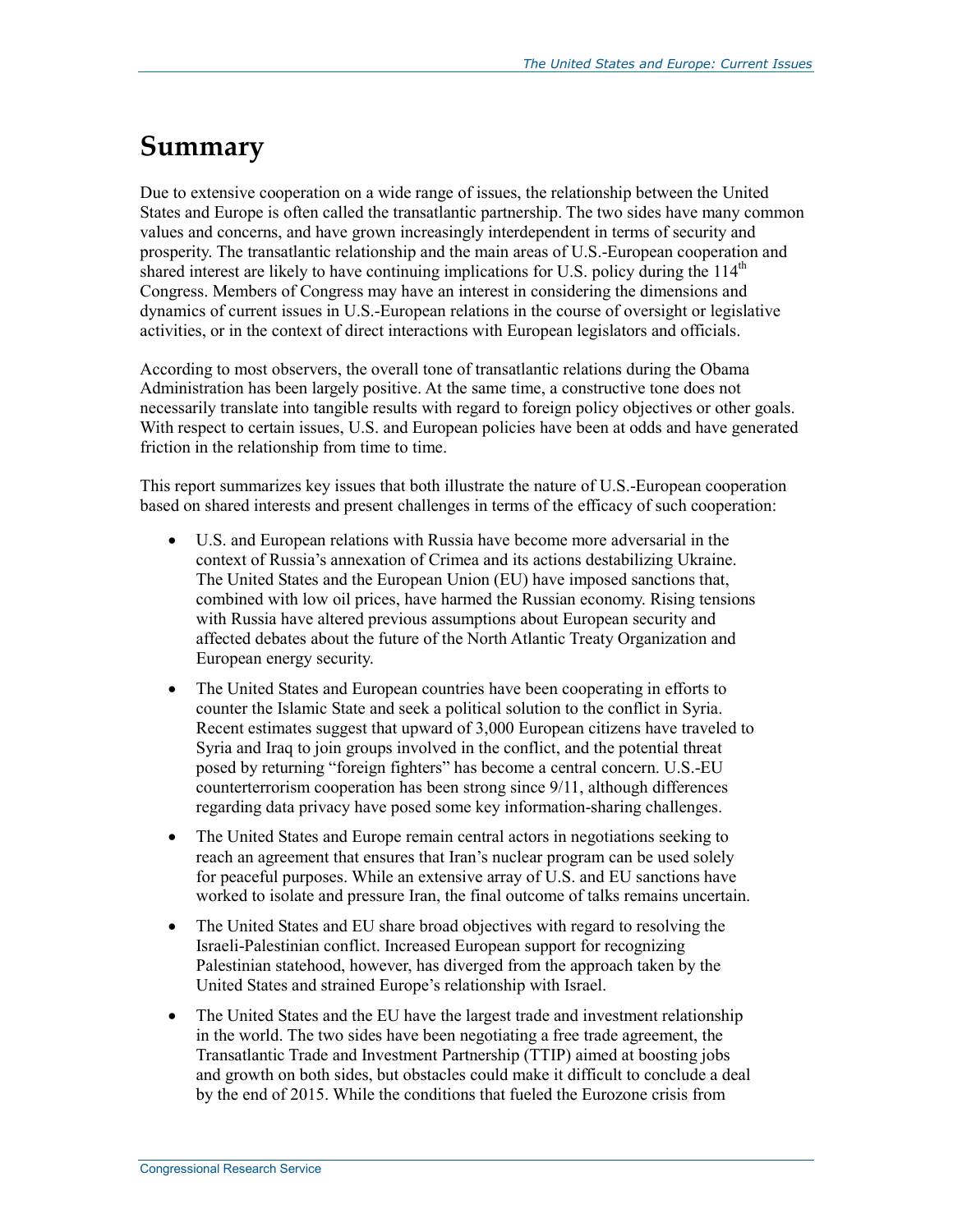# Summary

Due to extensive cooperation on a wide range of issues, the relationship between the United States and Europe is often called the transatlantic partnership. The two sides have many common values and concerns, and have grown increasingly interdependent in terms of security and prosperity. The transatlantic relationship and the main areas of U.S.-European cooperation and shared interest are likely to have continuing implications for U.S. policy during the 114th Congress. Members of Congress may have an interest in considering the dimensions and dynamics of current issues in U.S.-European relations in the course of oversight or legislative activities, or in the context of direct interactions with European legislators and officials.

According to most observers, the overall tone of transatlantic relations during the Obama Administration has been largely positive. At the same time, a constructive tone does not necessarily translate into tangible results with regard to foreign policy objectives or other goals. With respect to certain issues, U.S. and European policies have been at odds and have generated friction in the relationship from time to time.

This report summarizes key issues that both illustrate the nature of U.S.-European cooperation based on shared interests and present challenges in terms of the efficacy of such cooperation:

- U.S. and European relations with Russia have become more adversarial in the context of Russia's annexation of Crimea and its actions destabilizing Ukraine. The United States and the European Union (EU) have imposed sanctions that, combined with low oil prices, have harmed the Russian economy. Rising tensions with Russia have altered previous assumptions about European security and affected debates about the future of the North Atlantic Treaty Organization and European energy security.
- The United States and European countries have been cooperating in efforts to counter the Islamic State and seek a political solution to the conflict in Syria. Recent estimates suggest that upward of 3,000 European citizens have traveled to Syria and Iraq to join groups involved in the conflict, and the potential threat posed by returning "foreign fighters" has become a central concern. U.S.-EU counterterrorism cooperation has been strong since 9/11, although differences regarding data privacy have posed some key information-sharing challenges.
- The United States and Europe remain central actors in negotiations seeking to reach an agreement that ensures that Iran's nuclear program can be used solely for peaceful purposes. While an extensive array of U.S. and EU sanctions have worked to isolate and pressure Iran, the final outcome of talks remains uncertain.
- The United States and EU share broad objectives with regard to resolving the Israeli-Palestinian conflict. Increased European support for recognizing Palestinian statehood, however, has diverged from the approach taken by the United States and strained Europe's relationship with Israel.
- The United States and the EU have the largest trade and investment relationship in the world. The two sides have been negotiating a free trade agreement, the Transatlantic Trade and Investment Partnership (TTIP) aimed at boosting jobs and growth on both sides, but obstacles could make it difficult to conclude a deal by the end of 2015. While the conditions that fueled the Eurozone crisis from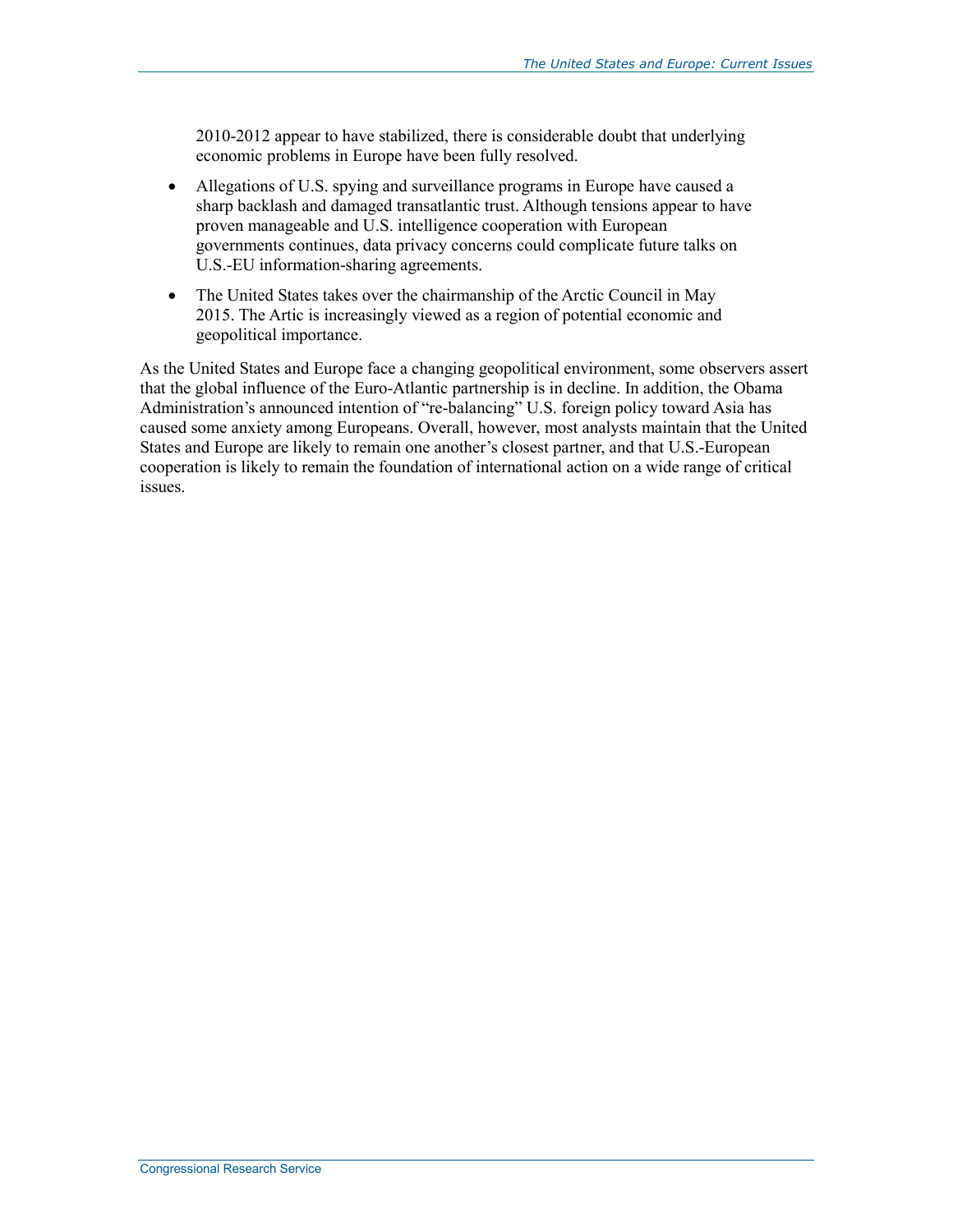2010-2012 appear to have stabilized, there is considerable doubt that underlying economic problems in Europe have been fully resolved.

- Allegations of U.S. spying and surveillance programs in Europe have caused a sharp backlash and damaged transatlantic trust. Although tensions appear to have proven manageable and U.S. intelligence cooperation with European governments continues, data privacy concerns could complicate future talks on U.S.-EU information-sharing agreements.
- The United States takes over the chairmanship of the Arctic Council in May 2015. The Artic is increasingly viewed as a region of potential economic and geopolitical importance.

As the United States and Europe face a changing geopolitical environment, some observers assert that the global influence of the Euro-Atlantic partnership is in decline. In addition, the Obama Administration's announced intention of "re-balancing" U.S. foreign policy toward Asia has caused some anxiety among Europeans. Overall, however, most analysts maintain that the United States and Europe are likely to remain one another's closest partner, and that U.S.-European cooperation is likely to remain the foundation of international action on a wide range of critical issues.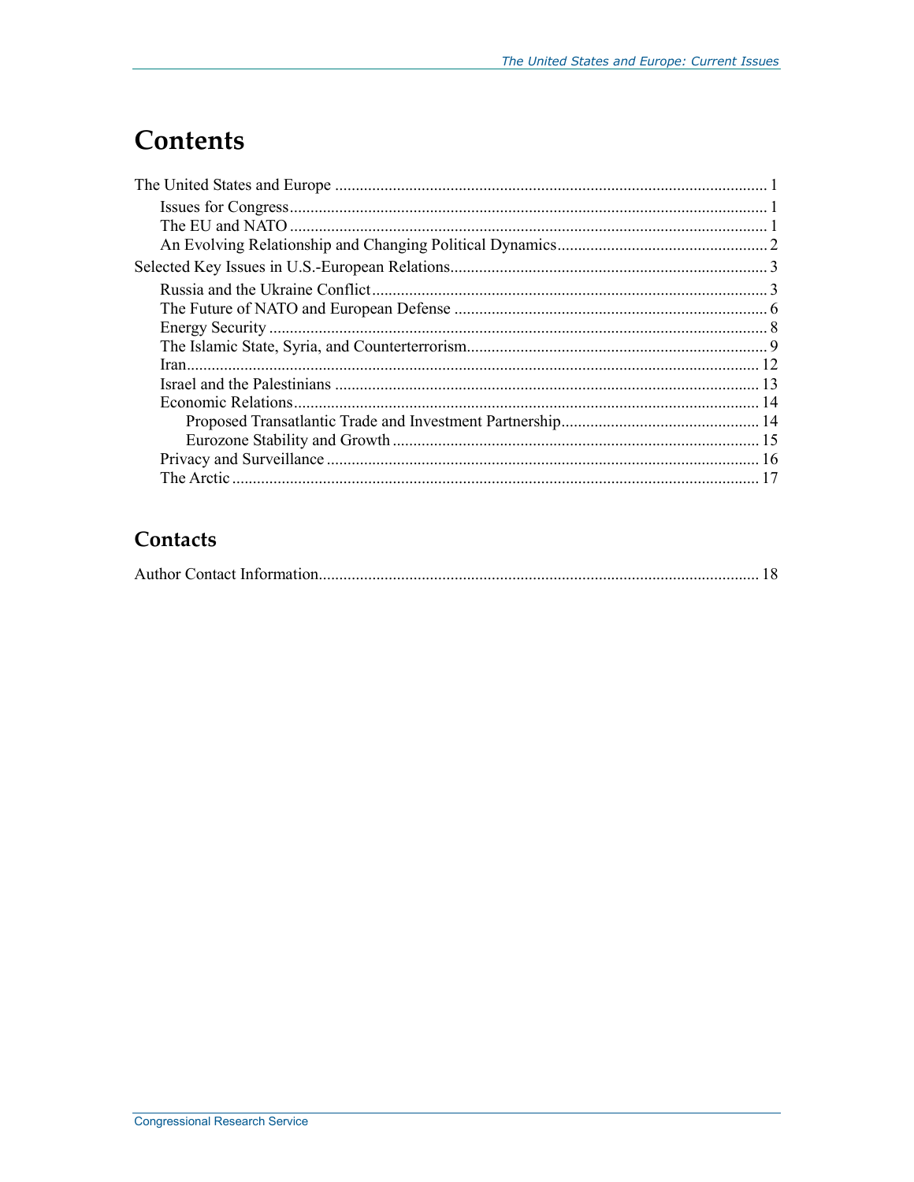# Contents

The United States and Europe ........................................................................................................ 1

Issues for Congress .................................................................................................................... 1

The EU and NATO ..................................................................................................................... 1

An Evolving Relationship and Changing Political Dynamics .................................................. 2

Selected Key Issues in U.S.-European Relations ............................................................................ 3

Russia and the Ukraine Conflict ................................................................................................ 3

The Future of NATO and European Defense ............................................................................ 6

Energy Security ......................................................................................................................... 8

The Islamic State, Syria, and Counterterrorism......................................................................... 9

Iran ........................................................................................................................................... 12

Israel and the Palestinians ....................................................................................................... 13

Economic Relations ................................................................................................................. 14

Proposed Transatlantic Trade and Investment Partnership ................................................ 14

Eurozone Stability and Growth ......................................................................................... 15

Privacy and Surveillance ......................................................................................................... 16

The Arctic ................................................................................................................................ 17

## Contacts

Author Contact Information........................................................................................................... 18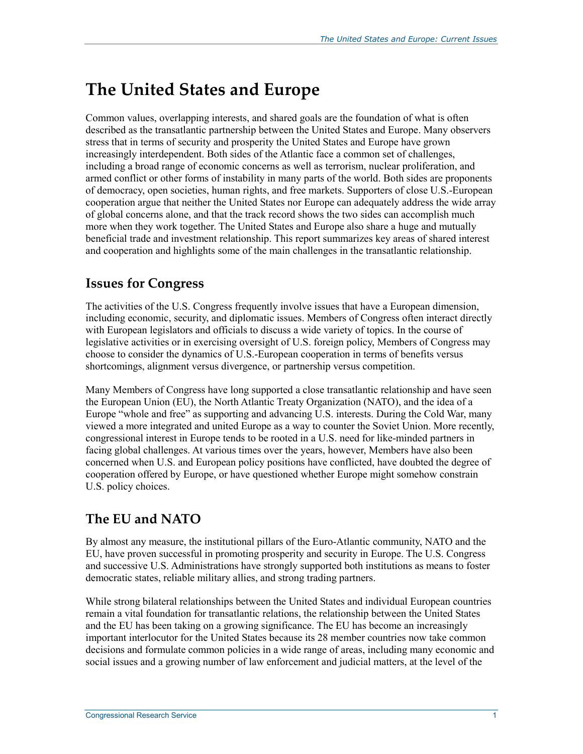# The United States and Europe

Common values, overlapping interests, and shared goals are the foundation of what is often described as the transatlantic partnership between the United States and Europe. Many observers stress that in terms of security and prosperity the United States and Europe have grown increasingly interdependent. Both sides of the Atlantic face a common set of challenges, including a broad range of economic concerns as well as terrorism, nuclear proliferation, and armed conflict or other forms of instability in many parts of the world. Both sides are proponents of democracy, open societies, human rights, and free markets. Supporters of close U.S.-European cooperation argue that neither the United States nor Europe can adequately address the wide array of global concerns alone, and that the track record shows the two sides can accomplish much more when they work together. The United States and Europe also share a huge and mutually beneficial trade and investment relationship. This report summarizes key areas of shared interest and cooperation and highlights some of the main challenges in the transatlantic relationship.

## Issues for Congress

The activities of the U.S. Congress frequently involve issues that have a European dimension, including economic, security, and diplomatic issues. Members of Congress often interact directly with European legislators and officials to discuss a wide variety of topics. In the course of legislative activities or in exercising oversight of U.S. foreign policy, Members of Congress may choose to consider the dynamics of U.S.-European cooperation in terms of benefits versus shortcomings, alignment versus divergence, or partnership versus competition.

Many Members of Congress have long supported a close transatlantic relationship and have seen the European Union (EU), the North Atlantic Treaty Organization (NATO), and the idea of a Europe "whole and free" as supporting and advancing U.S. interests. During the Cold War, many viewed a more integrated and united Europe as a way to counter the Soviet Union. More recently, congressional interest in Europe tends to be rooted in a U.S. need for like-minded partners in facing global challenges. At various times over the years, however, Members have also been concerned when U.S. and European policy positions have conflicted, have doubted the degree of cooperation offered by Europe, or have questioned whether Europe might somehow constrain U.S. policy choices.

## The EU and NATO

By almost any measure, the institutional pillars of the Euro-Atlantic community, NATO and the EU, have proven successful in promoting prosperity and security in Europe. The U.S. Congress and successive U.S. Administrations have strongly supported both institutions as means to foster democratic states, reliable military allies, and strong trading partners.

While strong bilateral relationships between the United States and individual European countries remain a vital foundation for transatlantic relations, the relationship between the United States and the EU has been taking on a growing significance. The EU has become an increasingly important interlocutor for the United States because its 28 member countries now take common decisions and formulate common policies in a wide range of areas, including many economic and social issues and a growing number of law enforcement and judicial matters, at the level of the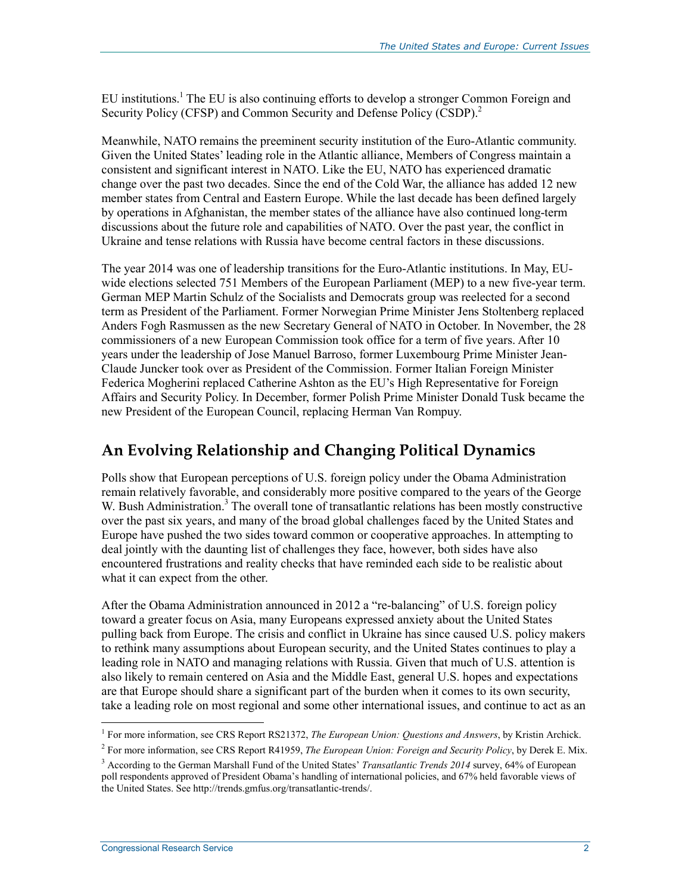EU institutions.[1] The EU is also continuing efforts to develop a stronger Common Foreign and Security Policy (CFSP) and Common Security and Defense Policy (CSDP).[2]

Meanwhile, NATO remains the preeminent security institution of the Euro-Atlantic community. Given the United States' leading role in the Atlantic alliance, Members of Congress maintain a consistent and significant interest in NATO. Like the EU, NATO has experienced dramatic change over the past two decades. Since the end of the Cold War, the alliance has added 12 new member states from Central and Eastern Europe. While the last decade has been defined largely by operations in Afghanistan, the member states of the alliance have also continued long-term discussions about the future role and capabilities of NATO. Over the past year, the conflict in Ukraine and tense relations with Russia have become central factors in these discussions.

The year 2014 was one of leadership transitions for the Euro-Atlantic institutions. In May, EU-wide elections selected 751 Members of the European Parliament (MEP) to a new five-year term. German MEP Martin Schulz of the Socialists and Democrats group was reelected for a second term as President of the Parliament. Former Norwegian Prime Minister Jens Stoltenberg replaced Anders Fogh Rasmussen as the new Secretary General of NATO in October. In November, the 28 commissioners of a new European Commission took office for a term of five years. After 10 years under the leadership of Jose Manuel Barroso, former Luxembourg Prime Minister Jean-Claude Juncker took over as President of the Commission. Former Italian Foreign Minister Federica Mogherini replaced Catherine Ashton as the EU's High Representative for Foreign Affairs and Security Policy. In December, former Polish Prime Minister Donald Tusk became the new President of the European Council, replacing Herman Van Rompuy.

## An Evolving Relationship and Changing Political Dynamics

Polls show that European perceptions of U.S. foreign policy under the Obama Administration remain relatively favorable, and considerably more positive compared to the years of the George W. Bush Administration.[3] The overall tone of transatlantic relations has been mostly constructive over the past six years, and many of the broad global challenges faced by the United States and Europe have pushed the two sides toward common or cooperative approaches. In attempting to deal jointly with the daunting list of challenges they face, however, both sides have also encountered frustrations and reality checks that have reminded each side to be realistic about what it can expect from the other.

After the Obama Administration announced in 2012 a "re-balancing" of U.S. foreign policy toward a greater focus on Asia, many Europeans expressed anxiety about the United States pulling back from Europe. The crisis and conflict in Ukraine has since caused U.S. policy makers to rethink many assumptions about European security, and the United States continues to play a leading role in NATO and managing relations with Russia. Given that much of U.S. attention is also likely to remain centered on Asia and the Middle East, general U.S. hopes and expectations are that Europe should share a significant part of the burden when it comes to its own security, take a leading role on most regional and some other international issues, and continue to act as an

---

[1] For more information, see CRS Report RS21372, *The European Union: Questions and Answers*, by Kristin Archick.

[2] For more information, see CRS Report R41959, *The European Union: Foreign and Security Policy*, by Derek E. Mix.

[3] According to the German Marshall Fund of the United States' *Transatlantic Trends 2014* survey, 64% of European poll respondents approved of President Obama's handling of international policies, and 67% held favorable views of the United States. See http://trends.gmfus.org/transatlantic-trends/.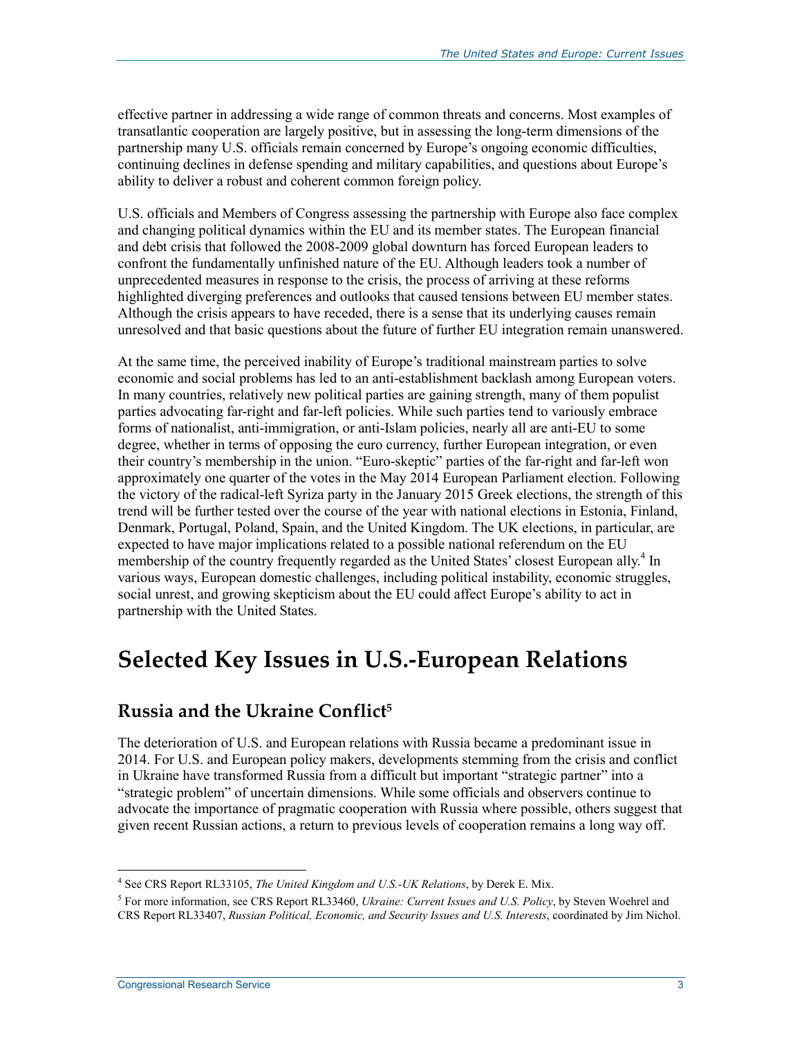effective partner in addressing a wide range of common threats and concerns. Most examples of transatlantic cooperation are largely positive, but in assessing the long-term dimensions of the partnership many U.S. officials remain concerned by Europe's ongoing economic difficulties, continuing declines in defense spending and military capabilities, and questions about Europe's ability to deliver a robust and coherent common foreign policy.

U.S. officials and Members of Congress assessing the partnership with Europe also face complex and changing political dynamics within the EU and its member states. The European financial and debt crisis that followed the 2008-2009 global downturn has forced European leaders to confront the fundamentally unfinished nature of the EU. Although leaders took a number of unprecedented measures in response to the crisis, the process of arriving at these reforms highlighted diverging preferences and outlooks that caused tensions between EU member states. Although the crisis appears to have receded, there is a sense that its underlying causes remain unresolved and that basic questions about the future of further EU integration remain unanswered.

At the same time, the perceived inability of Europe's traditional mainstream parties to solve economic and social problems has led to an anti-establishment backlash among European voters. In many countries, relatively new political parties are gaining strength, many of them populist parties advocating far-right and far-left policies. While such parties tend to variously embrace forms of nationalist, anti-immigration, or anti-Islam policies, nearly all are anti-EU to some degree, whether in terms of opposing the euro currency, further European integration, or even their country's membership in the union. "Euro-skeptic" parties of the far-right and far-left won approximately one quarter of the votes in the May 2014 European Parliament election. Following the victory of the radical-left Syriza party in the January 2015 Greek elections, the strength of this trend will be further tested over the course of the year with national elections in Estonia, Finland, Denmark, Portugal, Poland, Spain, and the United Kingdom. The UK elections, in particular, are expected to have major implications related to a possible national referendum on the EU membership of the country frequently regarded as the United States' closest European ally.[4] In various ways, European domestic challenges, including political instability, economic struggles, social unrest, and growing skepticism about the EU could affect Europe's ability to act in partnership with the United States.

# Selected Key Issues in U.S.-European Relations

## Russia and the Ukraine Conflict[5]

The deterioration of U.S. and European relations with Russia became a predominant issue in 2014. For U.S. and European policy makers, developments stemming from the crisis and conflict in Ukraine have transformed Russia from a difficult but important "strategic partner" into a "strategic problem" of uncertain dimensions. While some officials and observers continue to advocate the importance of pragmatic cooperation with Russia where possible, others suggest that given recent Russian actions, a return to previous levels of cooperation remains a long way off.

---

[4] See CRS Report RL33105, *The United Kingdom and U.S.-UK Relations*, by Derek E. Mix.

[5] For more information, see CRS Report RL33460, *Ukraine: Current Issues and U.S. Policy*, by Steven Woehrel and CRS Report RL33407, *Russian Political, Economic, and Security Issues and U.S. Interests*, coordinated by Jim Nichol.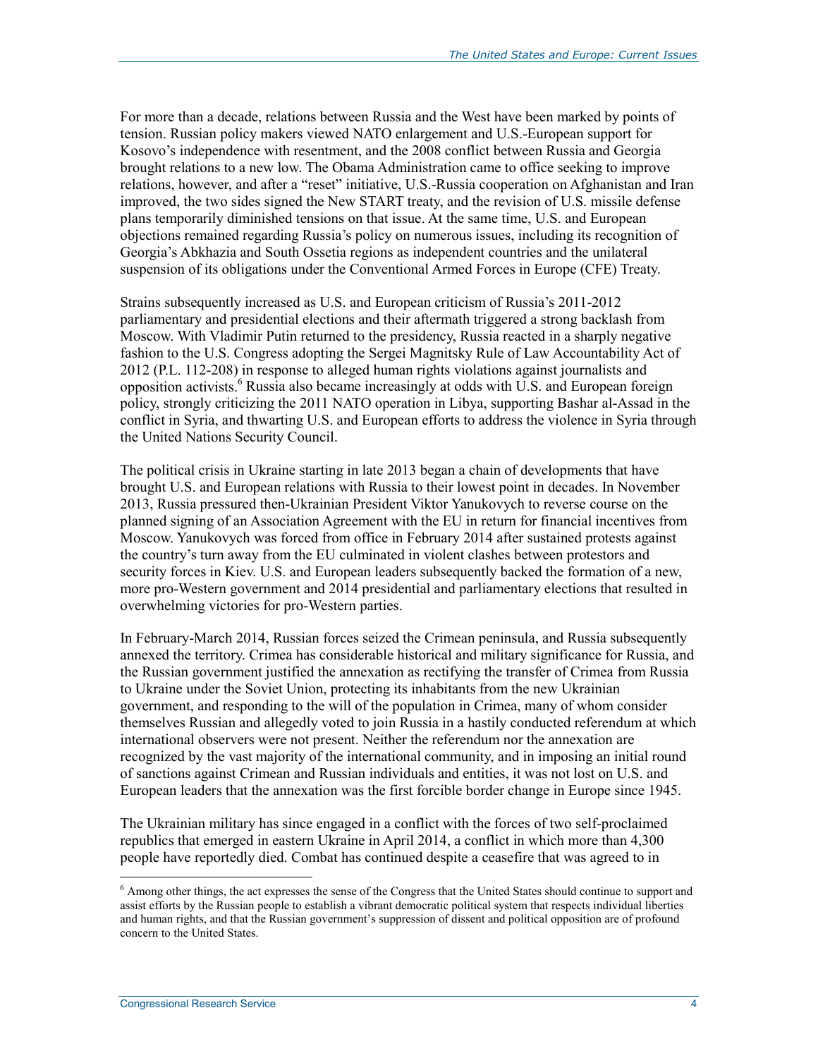For more than a decade, relations between Russia and the West have been marked by points of tension. Russian policy makers viewed NATO enlargement and U.S.-European support for Kosovo's independence with resentment, and the 2008 conflict between Russia and Georgia brought relations to a new low. The Obama Administration came to office seeking to improve relations, however, and after a "reset" initiative, U.S.-Russia cooperation on Afghanistan and Iran improved, the two sides signed the New START treaty, and the revision of U.S. missile defense plans temporarily diminished tensions on that issue. At the same time, U.S. and European objections remained regarding Russia's policy on numerous issues, including its recognition of Georgia's Abkhazia and South Ossetia regions as independent countries and the unilateral suspension of its obligations under the Conventional Armed Forces in Europe (CFE) Treaty.

Strains subsequently increased as U.S. and European criticism of Russia's 2011-2012 parliamentary and presidential elections and their aftermath triggered a strong backlash from Moscow. With Vladimir Putin returned to the presidency, Russia reacted in a sharply negative fashion to the U.S. Congress adopting the Sergei Magnitsky Rule of Law Accountability Act of 2012 (P.L. 112-208) in response to alleged human rights violations against journalists and opposition activists.[6] Russia also became increasingly at odds with U.S. and European foreign policy, strongly criticizing the 2011 NATO operation in Libya, supporting Bashar al-Assad in the conflict in Syria, and thwarting U.S. and European efforts to address the violence in Syria through the United Nations Security Council.

The political crisis in Ukraine starting in late 2013 began a chain of developments that have brought U.S. and European relations with Russia to their lowest point in decades. In November 2013, Russia pressured then-Ukrainian President Viktor Yanukovych to reverse course on the planned signing of an Association Agreement with the EU in return for financial incentives from Moscow. Yanukovych was forced from office in February 2014 after sustained protests against the country's turn away from the EU culminated in violent clashes between protestors and security forces in Kiev. U.S. and European leaders subsequently backed the formation of a new, more pro-Western government and 2014 presidential and parliamentary elections that resulted in overwhelming victories for pro-Western parties.

In February-March 2014, Russian forces seized the Crimean peninsula, and Russia subsequently annexed the territory. Crimea has considerable historical and military significance for Russia, and the Russian government justified the annexation as rectifying the transfer of Crimea from Russia to Ukraine under the Soviet Union, protecting its inhabitants from the new Ukrainian government, and responding to the will of the population in Crimea, many of whom consider themselves Russian and allegedly voted to join Russia in a hastily conducted referendum at which international observers were not present. Neither the referendum nor the annexation are recognized by the vast majority of the international community, and in imposing an initial round of sanctions against Crimean and Russian individuals and entities, it was not lost on U.S. and European leaders that the annexation was the first forcible border change in Europe since 1945.

The Ukrainian military has since engaged in a conflict with the forces of two self-proclaimed republics that emerged in eastern Ukraine in April 2014, a conflict in which more than 4,300 people have reportedly died. Combat has continued despite a ceasefire that was agreed to in

[6] Among other things, the act expresses the sense of the Congress that the United States should continue to support and assist efforts by the Russian people to establish a vibrant democratic political system that respects individual liberties and human rights, and that the Russian government's suppression of dissent and political opposition are of profound concern to the United States.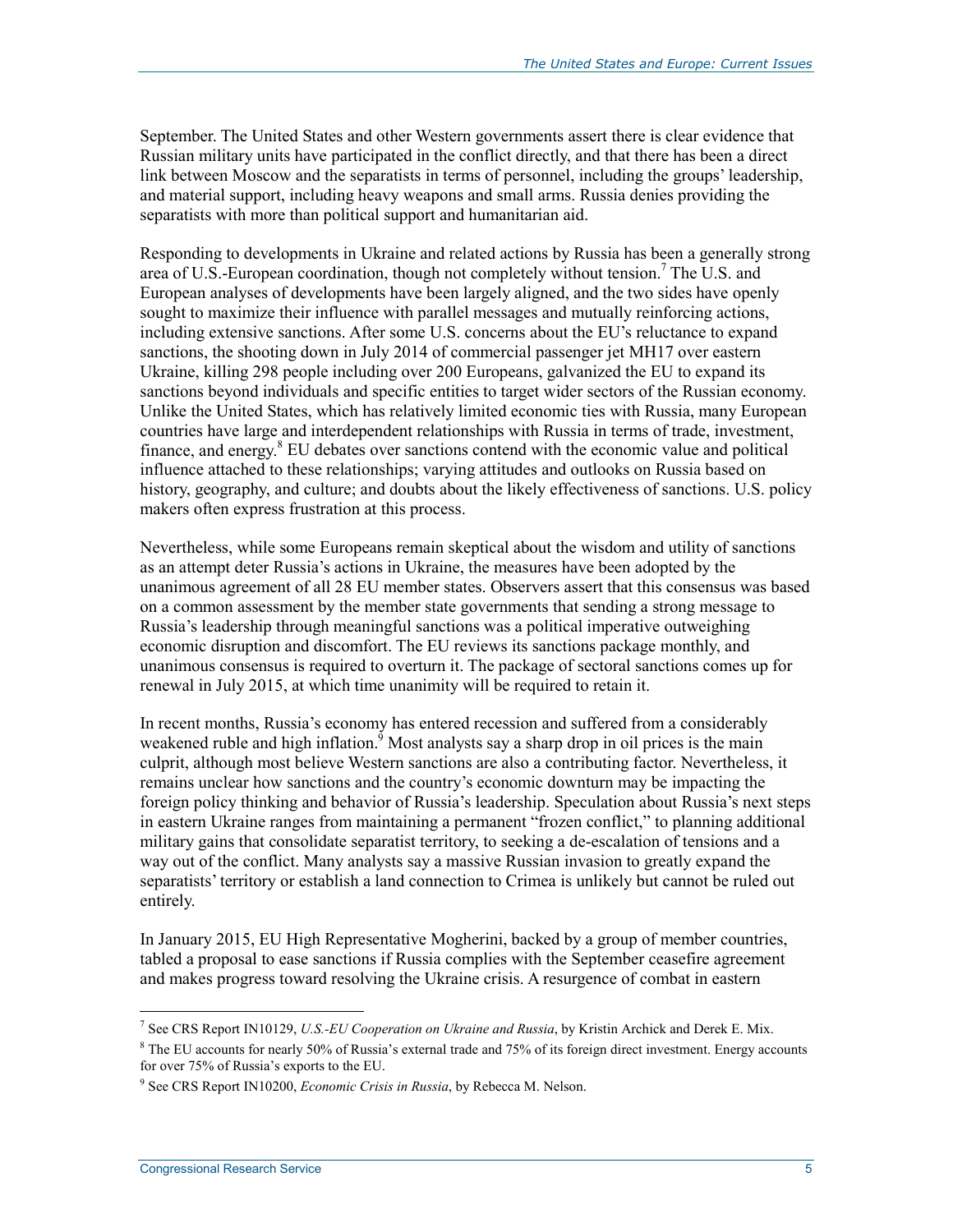September. The United States and other Western governments assert there is clear evidence that Russian military units have participated in the conflict directly, and that there has been a direct link between Moscow and the separatists in terms of personnel, including the groups' leadership, and material support, including heavy weapons and small arms. Russia denies providing the separatists with more than political support and humanitarian aid.

Responding to developments in Ukraine and related actions by Russia has been a generally strong area of U.S.-European coordination, though not completely without tension.[7] The U.S. and European analyses of developments have been largely aligned, and the two sides have openly sought to maximize their influence with parallel messages and mutually reinforcing actions, including extensive sanctions. After some U.S. concerns about the EU's reluctance to expand sanctions, the shooting down in July 2014 of commercial passenger jet MH17 over eastern Ukraine, killing 298 people including over 200 Europeans, galvanized the EU to expand its sanctions beyond individuals and specific entities to target wider sectors of the Russian economy. Unlike the United States, which has relatively limited economic ties with Russia, many European countries have large and interdependent relationships with Russia in terms of trade, investment, finance, and energy.[8] EU debates over sanctions contend with the economic value and political influence attached to these relationships; varying attitudes and outlooks on Russia based on history, geography, and culture; and doubts about the likely effectiveness of sanctions. U.S. policy makers often express frustration at this process.

Nevertheless, while some Europeans remain skeptical about the wisdom and utility of sanctions as an attempt deter Russia's actions in Ukraine, the measures have been adopted by the unanimous agreement of all 28 EU member states. Observers assert that this consensus was based on a common assessment by the member state governments that sending a strong message to Russia's leadership through meaningful sanctions was a political imperative outweighing economic disruption and discomfort. The EU reviews its sanctions package monthly, and unanimous consensus is required to overturn it. The package of sectoral sanctions comes up for renewal in July 2015, at which time unanimity will be required to retain it.

In recent months, Russia's economy has entered recession and suffered from a considerably weakened ruble and high inflation.[9] Most analysts say a sharp drop in oil prices is the main culprit, although most believe Western sanctions are also a contributing factor. Nevertheless, it remains unclear how sanctions and the country's economic downturn may be impacting the foreign policy thinking and behavior of Russia's leadership. Speculation about Russia's next steps in eastern Ukraine ranges from maintaining a permanent "frozen conflict," to planning additional military gains that consolidate separatist territory, to seeking a de-escalation of tensions and a way out of the conflict. Many analysts say a massive Russian invasion to greatly expand the separatists' territory or establish a land connection to Crimea is unlikely but cannot be ruled out entirely.

In January 2015, EU High Representative Mogherini, backed by a group of member countries, tabled a proposal to ease sanctions if Russia complies with the September ceasefire agreement and makes progress toward resolving the Ukraine crisis. A resurgence of combat in eastern

---

[7] See CRS Report IN10129, *U.S.-EU Cooperation on Ukraine and Russia*, by Kristin Archick and Derek E. Mix.

[8] The EU accounts for nearly 50% of Russia's external trade and 75% of its foreign direct investment. Energy accounts for over 75% of Russia's exports to the EU.

[9] See CRS Report IN10200, *Economic Crisis in Russia*, by Rebecca M. Nelson.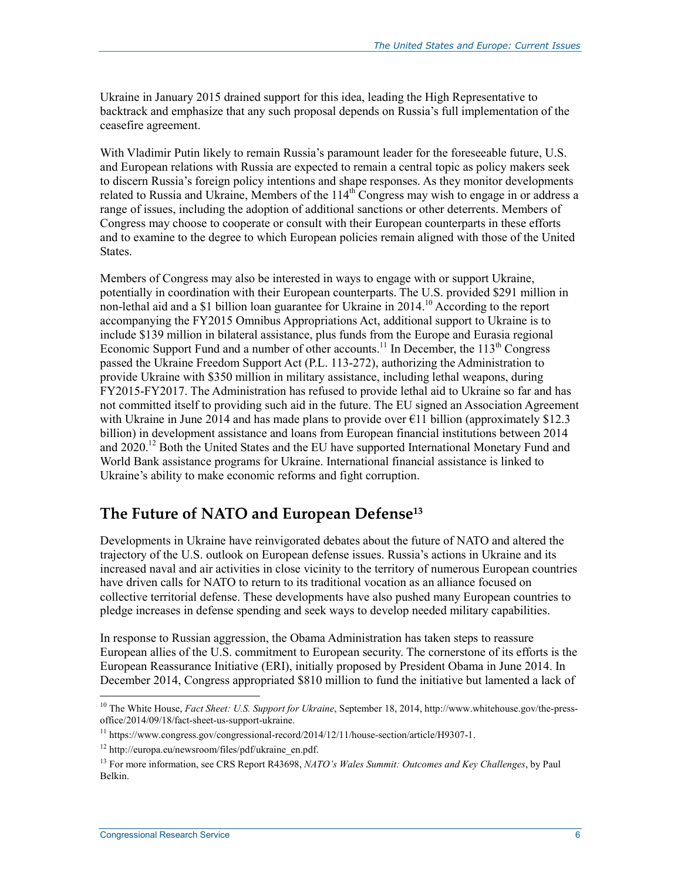Ukraine in January 2015 drained support for this idea, leading the High Representative to backtrack and emphasize that any such proposal depends on Russia's full implementation of the ceasefire agreement.

With Vladimir Putin likely to remain Russia's paramount leader for the foreseeable future, U.S. and European relations with Russia are expected to remain a central topic as policy makers seek to discern Russia's foreign policy intentions and shape responses. As they monitor developments related to Russia and Ukraine, Members of the 114th Congress may wish to engage in or address a range of issues, including the adoption of additional sanctions or other deterrents. Members of Congress may choose to cooperate or consult with their European counterparts in these efforts and to examine to the degree to which European policies remain aligned with those of the United States.

Members of Congress may also be interested in ways to engage with or support Ukraine, potentially in coordination with their European counterparts. The U.S. provided $291 million in non-lethal aid and a $1 billion loan guarantee for Ukraine in 2014.[10] According to the report accompanying the FY2015 Omnibus Appropriations Act, additional support to Ukraine is to include $139 million in bilateral assistance, plus funds from the Europe and Eurasia regional Economic Support Fund and a number of other accounts.[11] In December, the 113th Congress passed the Ukraine Freedom Support Act (P.L. 113-272), authorizing the Administration to provide Ukraine with $350 million in military assistance, including lethal weapons, during FY2015-FY2017. The Administration has refused to provide lethal aid to Ukraine so far and has not committed itself to providing such aid in the future. The EU signed an Association Agreement with Ukraine in June 2014 and has made plans to provide over €11 billion (approximately $12.3 billion) in development assistance and loans from European financial institutions between 2014 and 2020.[12] Both the United States and the EU have supported International Monetary Fund and World Bank assistance programs for Ukraine. International financial assistance is linked to Ukraine's ability to make economic reforms and fight corruption.

## The Future of NATO and European Defense[13]

Developments in Ukraine have reinvigorated debates about the future of NATO and altered the trajectory of the U.S. outlook on European defense issues. Russia's actions in Ukraine and its increased naval and air activities in close vicinity to the territory of numerous European countries have driven calls for NATO to return to its traditional vocation as an alliance focused on collective territorial defense. These developments have also pushed many European countries to pledge increases in defense spending and seek ways to develop needed military capabilities.

In response to Russian aggression, the Obama Administration has taken steps to reassure European allies of the U.S. commitment to European security. The cornerstone of its efforts is the European Reassurance Initiative (ERI), initially proposed by President Obama in June 2014. In December 2014, Congress appropriated $810 million to fund the initiative but lamented a lack of

---

[10] The White House, *Fact Sheet: U.S. Support for Ukraine*, September 18, 2014, http://www.whitehouse.gov/the-press-office/2014/09/18/fact-sheet-us-support-ukraine.

[11] https://www.congress.gov/congressional-record/2014/12/11/house-section/article/H9307-1.

[12] http://europa.eu/newsroom/files/pdf/ukraine_en.pdf.

[13] For more information, see CRS Report R43698, *NATO's Wales Summit: Outcomes and Key Challenges*, by Paul Belkin.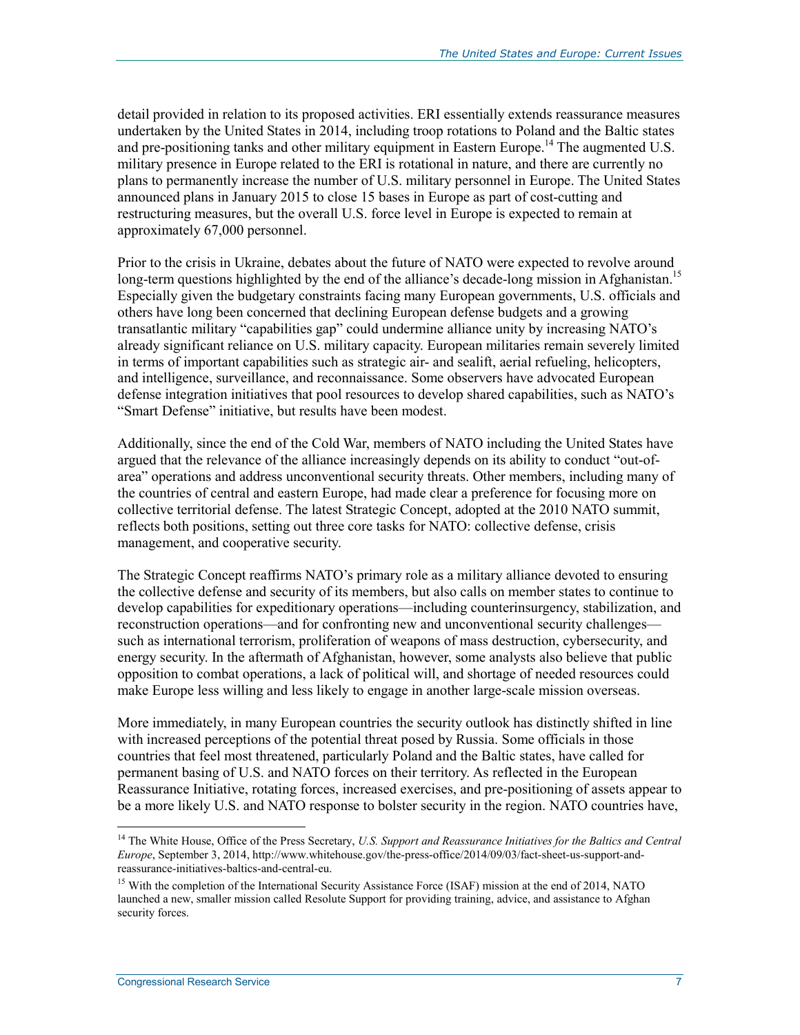detail provided in relation to its proposed activities. ERI essentially extends reassurance measures undertaken by the United States in 2014, including troop rotations to Poland and the Baltic states and pre-positioning tanks and other military equipment in Eastern Europe.[14] The augmented U.S. military presence in Europe related to the ERI is rotational in nature, and there are currently no plans to permanently increase the number of U.S. military personnel in Europe. The United States announced plans in January 2015 to close 15 bases in Europe as part of cost-cutting and restructuring measures, but the overall U.S. force level in Europe is expected to remain at approximately 67,000 personnel.

Prior to the crisis in Ukraine, debates about the future of NATO were expected to revolve around long-term questions highlighted by the end of the alliance's decade-long mission in Afghanistan.[15] Especially given the budgetary constraints facing many European governments, U.S. officials and others have long been concerned that declining European defense budgets and a growing transatlantic military "capabilities gap" could undermine alliance unity by increasing NATO's already significant reliance on U.S. military capacity. European militaries remain severely limited in terms of important capabilities such as strategic air- and sealift, aerial refueling, helicopters, and intelligence, surveillance, and reconnaissance. Some observers have advocated European defense integration initiatives that pool resources to develop shared capabilities, such as NATO's "Smart Defense" initiative, but results have been modest.

Additionally, since the end of the Cold War, members of NATO including the United States have argued that the relevance of the alliance increasingly depends on its ability to conduct "out-of-area" operations and address unconventional security threats. Other members, including many of the countries of central and eastern Europe, had made clear a preference for focusing more on collective territorial defense. The latest Strategic Concept, adopted at the 2010 NATO summit, reflects both positions, setting out three core tasks for NATO: collective defense, crisis management, and cooperative security.

The Strategic Concept reaffirms NATO's primary role as a military alliance devoted to ensuring the collective defense and security of its members, but also calls on member states to continue to develop capabilities for expeditionary operations—including counterinsurgency, stabilization, and reconstruction operations—and for confronting new and unconventional security challenges—such as international terrorism, proliferation of weapons of mass destruction, cybersecurity, and energy security. In the aftermath of Afghanistan, however, some analysts also believe that public opposition to combat operations, a lack of political will, and shortage of needed resources could make Europe less willing and less likely to engage in another large-scale mission overseas.

More immediately, in many European countries the security outlook has distinctly shifted in line with increased perceptions of the potential threat posed by Russia. Some officials in those countries that feel most threatened, particularly Poland and the Baltic states, have called for permanent basing of U.S. and NATO forces on their territory. As reflected in the European Reassurance Initiative, rotating forces, increased exercises, and pre-positioning of assets appear to be a more likely U.S. and NATO response to bolster security in the region. NATO countries have,

---

[14] The White House, Office of the Press Secretary, *U.S. Support and Reassurance Initiatives for the Baltics and Central Europe*, September 3, 2014, http://www.whitehouse.gov/the-press-office/2014/09/03/fact-sheet-us-support-and-reassurance-initiatives-baltics-and-central-eu.

[15] With the completion of the International Security Assistance Force (ISAF) mission at the end of 2014, NATO launched a new, smaller mission called Resolute Support for providing training, advice, and assistance to Afghan security forces.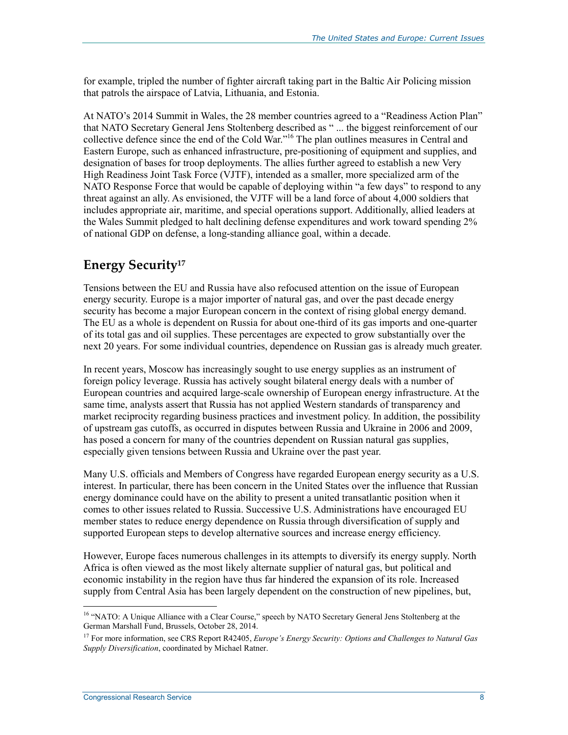for example, tripled the number of fighter aircraft taking part in the Baltic Air Policing mission that patrols the airspace of Latvia, Lithuania, and Estonia.

At NATO's 2014 Summit in Wales, the 28 member countries agreed to a "Readiness Action Plan" that NATO Secretary General Jens Stoltenberg described as " ... the biggest reinforcement of our collective defence since the end of the Cold War."[16] The plan outlines measures in Central and Eastern Europe, such as enhanced infrastructure, pre-positioning of equipment and supplies, and designation of bases for troop deployments. The allies further agreed to establish a new Very High Readiness Joint Task Force (VJTF), intended as a smaller, more specialized arm of the NATO Response Force that would be capable of deploying within "a few days" to respond to any threat against an ally. As envisioned, the VJTF will be a land force of about 4,000 soldiers that includes appropriate air, maritime, and special operations support. Additionally, allied leaders at the Wales Summit pledged to halt declining defense expenditures and work toward spending 2% of national GDP on defense, a long-standing alliance goal, within a decade.

## Energy Security[17]

Tensions between the EU and Russia have also refocused attention on the issue of European energy security. Europe is a major importer of natural gas, and over the past decade energy security has become a major European concern in the context of rising global energy demand. The EU as a whole is dependent on Russia for about one-third of its gas imports and one-quarter of its total gas and oil supplies. These percentages are expected to grow substantially over the next 20 years. For some individual countries, dependence on Russian gas is already much greater.

In recent years, Moscow has increasingly sought to use energy supplies as an instrument of foreign policy leverage. Russia has actively sought bilateral energy deals with a number of European countries and acquired large-scale ownership of European energy infrastructure. At the same time, analysts assert that Russia has not applied Western standards of transparency and market reciprocity regarding business practices and investment policy. In addition, the possibility of upstream gas cutoffs, as occurred in disputes between Russia and Ukraine in 2006 and 2009, has posed a concern for many of the countries dependent on Russian natural gas supplies, especially given tensions between Russia and Ukraine over the past year.

Many U.S. officials and Members of Congress have regarded European energy security as a U.S. interest. In particular, there has been concern in the United States over the influence that Russian energy dominance could have on the ability to present a united transatlantic position when it comes to other issues related to Russia. Successive U.S. Administrations have encouraged EU member states to reduce energy dependence on Russia through diversification of supply and supported European steps to develop alternative sources and increase energy efficiency.

However, Europe faces numerous challenges in its attempts to diversify its energy supply. North Africa is often viewed as the most likely alternate supplier of natural gas, but political and economic instability in the region have thus far hindered the expansion of its role. Increased supply from Central Asia has been largely dependent on the construction of new pipelines, but,

---

[16] "NATO: A Unique Alliance with a Clear Course," speech by NATO Secretary General Jens Stoltenberg at the German Marshall Fund, Brussels, October 28, 2014.

[17] For more information, see CRS Report R42405, *Europe's Energy Security: Options and Challenges to Natural Gas Supply Diversification*, coordinated by Michael Ratner.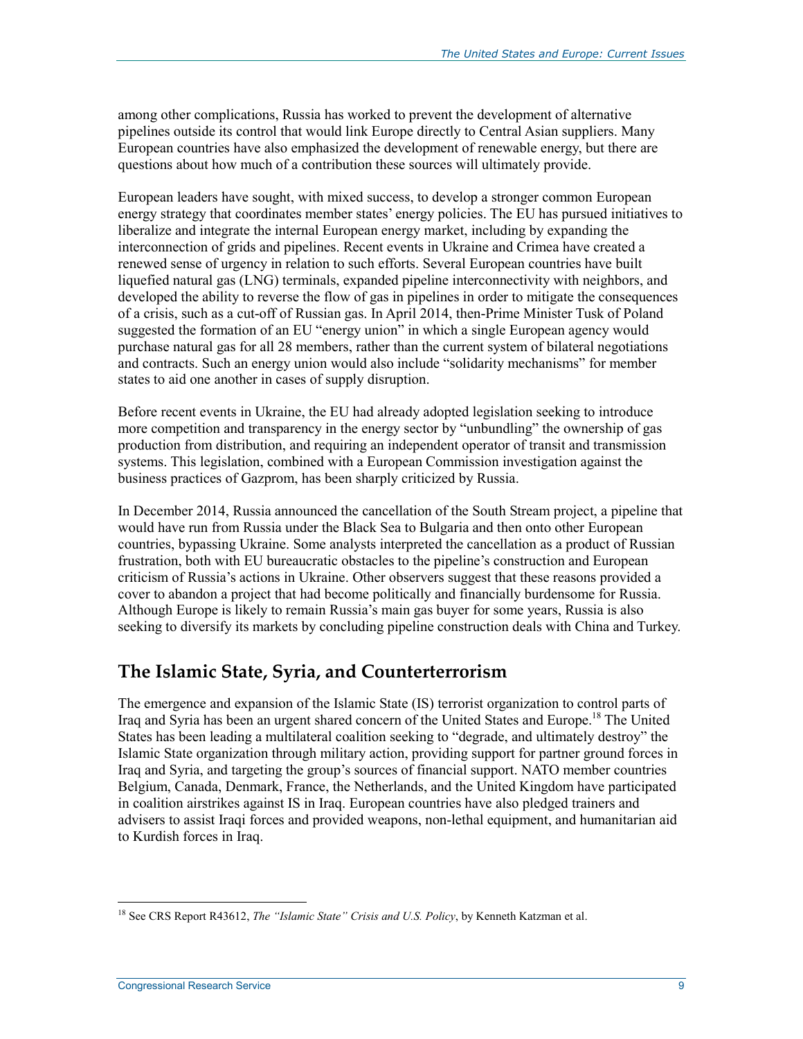among other complications, Russia has worked to prevent the development of alternative pipelines outside its control that would link Europe directly to Central Asian suppliers. Many European countries have also emphasized the development of renewable energy, but there are questions about how much of a contribution these sources will ultimately provide.

European leaders have sought, with mixed success, to develop a stronger common European energy strategy that coordinates member states' energy policies. The EU has pursued initiatives to liberalize and integrate the internal European energy market, including by expanding the interconnection of grids and pipelines. Recent events in Ukraine and Crimea have created a renewed sense of urgency in relation to such efforts. Several European countries have built liquefied natural gas (LNG) terminals, expanded pipeline interconnectivity with neighbors, and developed the ability to reverse the flow of gas in pipelines in order to mitigate the consequences of a crisis, such as a cut-off of Russian gas. In April 2014, then-Prime Minister Tusk of Poland suggested the formation of an EU "energy union" in which a single European agency would purchase natural gas for all 28 members, rather than the current system of bilateral negotiations and contracts. Such an energy union would also include "solidarity mechanisms" for member states to aid one another in cases of supply disruption.

Before recent events in Ukraine, the EU had already adopted legislation seeking to introduce more competition and transparency in the energy sector by "unbundling" the ownership of gas production from distribution, and requiring an independent operator of transit and transmission systems. This legislation, combined with a European Commission investigation against the business practices of Gazprom, has been sharply criticized by Russia.

In December 2014, Russia announced the cancellation of the South Stream project, a pipeline that would have run from Russia under the Black Sea to Bulgaria and then onto other European countries, bypassing Ukraine. Some analysts interpreted the cancellation as a product of Russian frustration, both with EU bureaucratic obstacles to the pipeline's construction and European criticism of Russia's actions in Ukraine. Other observers suggest that these reasons provided a cover to abandon a project that had become politically and financially burdensome for Russia. Although Europe is likely to remain Russia's main gas buyer for some years, Russia is also seeking to diversify its markets by concluding pipeline construction deals with China and Turkey.

## The Islamic State, Syria, and Counterterrorism

The emergence and expansion of the Islamic State (IS) terrorist organization to control parts of Iraq and Syria has been an urgent shared concern of the United States and Europe.[18] The United States has been leading a multilateral coalition seeking to "degrade, and ultimately destroy" the Islamic State organization through military action, providing support for partner ground forces in Iraq and Syria, and targeting the group's sources of financial support. NATO member countries Belgium, Canada, Denmark, France, the Netherlands, and the United Kingdom have participated in coalition airstrikes against IS in Iraq. European countries have also pledged trainers and advisers to assist Iraqi forces and provided weapons, non-lethal equipment, and humanitarian aid to Kurdish forces in Iraq.

[18] See CRS Report R43612, *The "Islamic State" Crisis and U.S. Policy*, by Kenneth Katzman et al.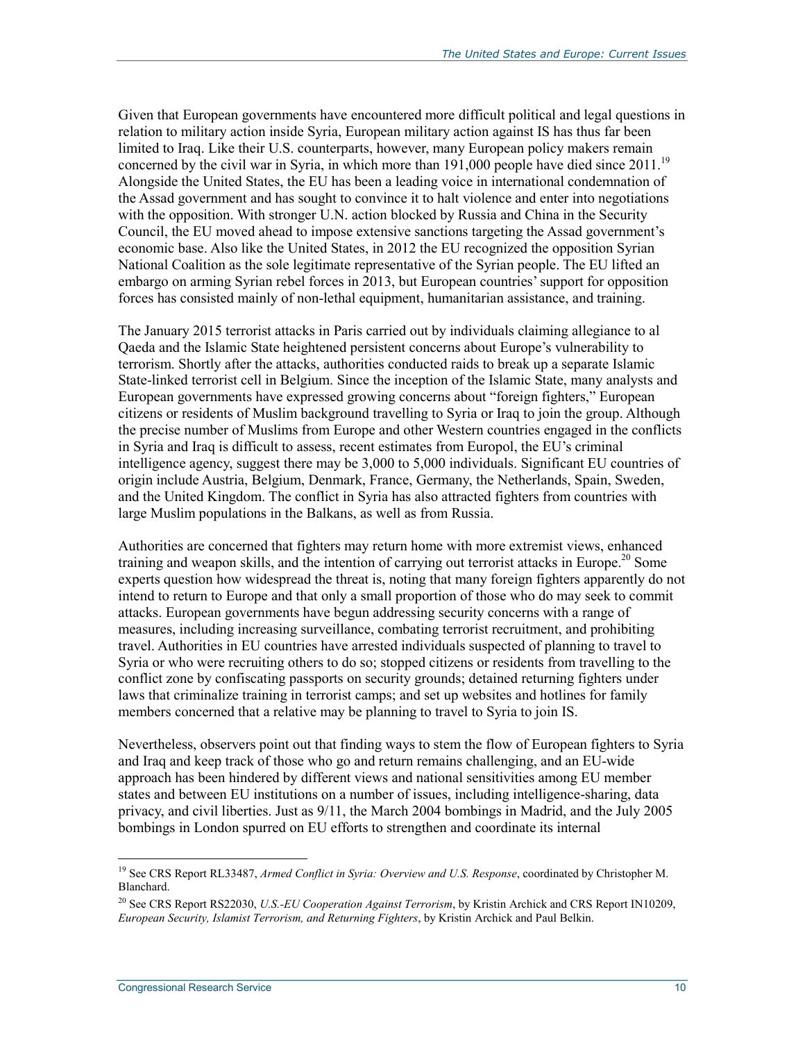Given that European governments have encountered more difficult political and legal questions in relation to military action inside Syria, European military action against IS has thus far been limited to Iraq. Like their U.S. counterparts, however, many European policy makers remain concerned by the civil war in Syria, in which more than 191,000 people have died since 2011.[19] Alongside the United States, the EU has been a leading voice in international condemnation of the Assad government and has sought to convince it to halt violence and enter into negotiations with the opposition. With stronger U.N. action blocked by Russia and China in the Security Council, the EU moved ahead to impose extensive sanctions targeting the Assad government's economic base. Also like the United States, in 2012 the EU recognized the opposition Syrian National Coalition as the sole legitimate representative of the Syrian people. The EU lifted an embargo on arming Syrian rebel forces in 2013, but European countries' support for opposition forces has consisted mainly of non-lethal equipment, humanitarian assistance, and training.

The January 2015 terrorist attacks in Paris carried out by individuals claiming allegiance to al Qaeda and the Islamic State heightened persistent concerns about Europe's vulnerability to terrorism. Shortly after the attacks, authorities conducted raids to break up a separate Islamic State-linked terrorist cell in Belgium. Since the inception of the Islamic State, many analysts and European governments have expressed growing concerns about "foreign fighters," European citizens or residents of Muslim background travelling to Syria or Iraq to join the group. Although the precise number of Muslims from Europe and other Western countries engaged in the conflicts in Syria and Iraq is difficult to assess, recent estimates from Europol, the EU's criminal intelligence agency, suggest there may be 3,000 to 5,000 individuals. Significant EU countries of origin include Austria, Belgium, Denmark, France, Germany, the Netherlands, Spain, Sweden, and the United Kingdom. The conflict in Syria has also attracted fighters from countries with large Muslim populations in the Balkans, as well as from Russia.

Authorities are concerned that fighters may return home with more extremist views, enhanced training and weapon skills, and the intention of carrying out terrorist attacks in Europe.[20] Some experts question how widespread the threat is, noting that many foreign fighters apparently do not intend to return to Europe and that only a small proportion of those who do may seek to commit attacks. European governments have begun addressing security concerns with a range of measures, including increasing surveillance, combating terrorist recruitment, and prohibiting travel. Authorities in EU countries have arrested individuals suspected of planning to travel to Syria or who were recruiting others to do so; stopped citizens or residents from travelling to the conflict zone by confiscating passports on security grounds; detained returning fighters under laws that criminalize training in terrorist camps; and set up websites and hotlines for family members concerned that a relative may be planning to travel to Syria to join IS.

Nevertheless, observers point out that finding ways to stem the flow of European fighters to Syria and Iraq and keep track of those who go and return remains challenging, and an EU-wide approach has been hindered by different views and national sensitivities among EU member states and between EU institutions on a number of issues, including intelligence-sharing, data privacy, and civil liberties. Just as 9/11, the March 2004 bombings in Madrid, and the July 2005 bombings in London spurred on EU efforts to strengthen and coordinate its internal

---

[19] See CRS Report RL33487, *Armed Conflict in Syria: Overview and U.S. Response*, coordinated by Christopher M. Blanchard.

[20] See CRS Report RS22030, *U.S.-EU Cooperation Against Terrorism*, by Kristin Archick and CRS Report IN10209, *European Security, Islamist Terrorism, and Returning Fighters*, by Kristin Archick and Paul Belkin.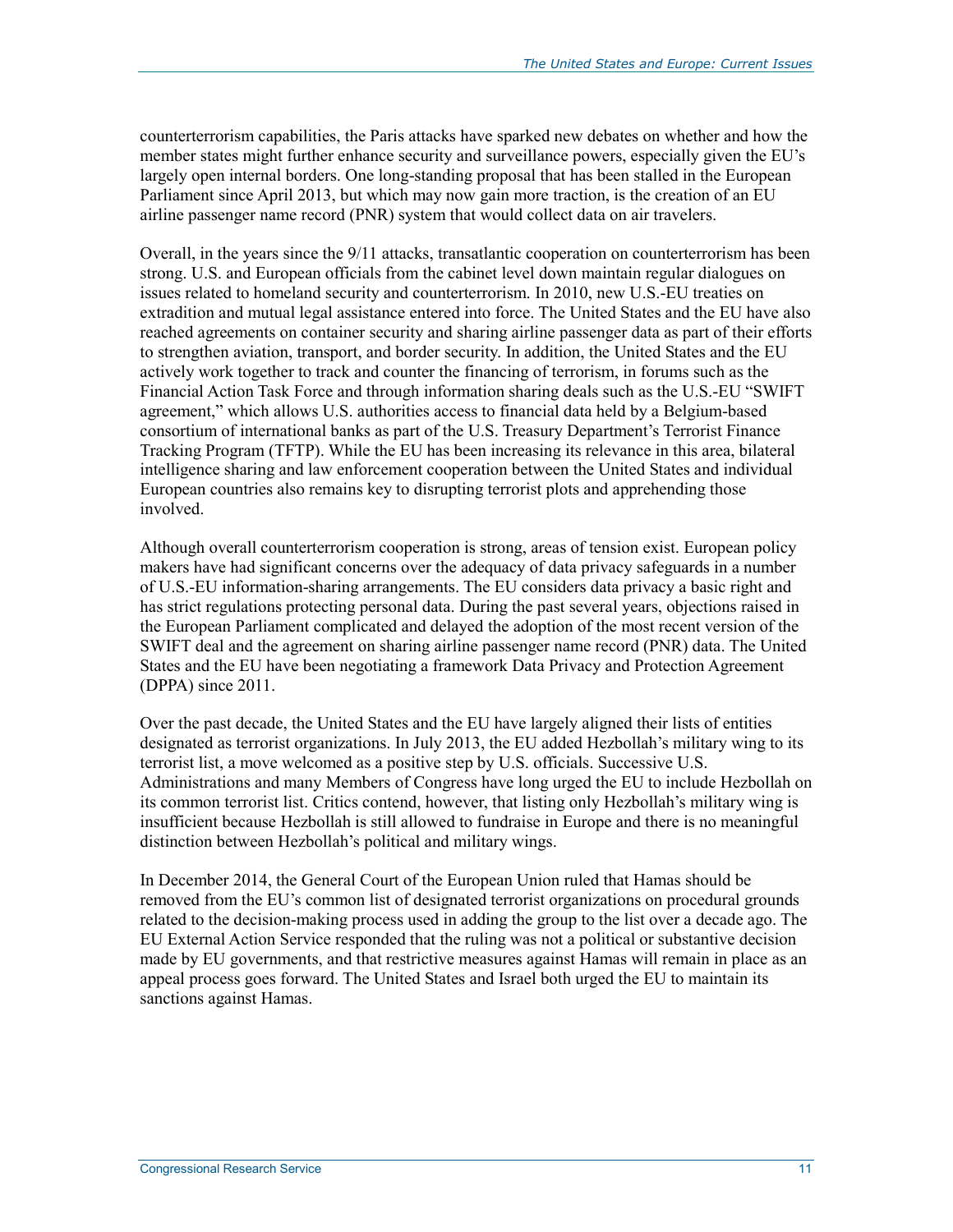counterterrorism capabilities, the Paris attacks have sparked new debates on whether and how the member states might further enhance security and surveillance powers, especially given the EU's largely open internal borders. One long-standing proposal that has been stalled in the European Parliament since April 2013, but which may now gain more traction, is the creation of an EU airline passenger name record (PNR) system that would collect data on air travelers.

Overall, in the years since the 9/11 attacks, transatlantic cooperation on counterterrorism has been strong. U.S. and European officials from the cabinet level down maintain regular dialogues on issues related to homeland security and counterterrorism. In 2010, new U.S.-EU treaties on extradition and mutual legal assistance entered into force. The United States and the EU have also reached agreements on container security and sharing airline passenger data as part of their efforts to strengthen aviation, transport, and border security. In addition, the United States and the EU actively work together to track and counter the financing of terrorism, in forums such as the Financial Action Task Force and through information sharing deals such as the U.S.-EU "SWIFT agreement," which allows U.S. authorities access to financial data held by a Belgium-based consortium of international banks as part of the U.S. Treasury Department's Terrorist Finance Tracking Program (TFTP). While the EU has been increasing its relevance in this area, bilateral intelligence sharing and law enforcement cooperation between the United States and individual European countries also remains key to disrupting terrorist plots and apprehending those involved.

Although overall counterterrorism cooperation is strong, areas of tension exist. European policy makers have had significant concerns over the adequacy of data privacy safeguards in a number of U.S.-EU information-sharing arrangements. The EU considers data privacy a basic right and has strict regulations protecting personal data. During the past several years, objections raised in the European Parliament complicated and delayed the adoption of the most recent version of the SWIFT deal and the agreement on sharing airline passenger name record (PNR) data. The United States and the EU have been negotiating a framework Data Privacy and Protection Agreement (DPPA) since 2011.

Over the past decade, the United States and the EU have largely aligned their lists of entities designated as terrorist organizations. In July 2013, the EU added Hezbollah's military wing to its terrorist list, a move welcomed as a positive step by U.S. officials. Successive U.S. Administrations and many Members of Congress have long urged the EU to include Hezbollah on its common terrorist list. Critics contend, however, that listing only Hezbollah's military wing is insufficient because Hezbollah is still allowed to fundraise in Europe and there is no meaningful distinction between Hezbollah's political and military wings.

In December 2014, the General Court of the European Union ruled that Hamas should be removed from the EU's common list of designated terrorist organizations on procedural grounds related to the decision-making process used in adding the group to the list over a decade ago. The EU External Action Service responded that the ruling was not a political or substantive decision made by EU governments, and that restrictive measures against Hamas will remain in place as an appeal process goes forward. The United States and Israel both urged the EU to maintain its sanctions against Hamas.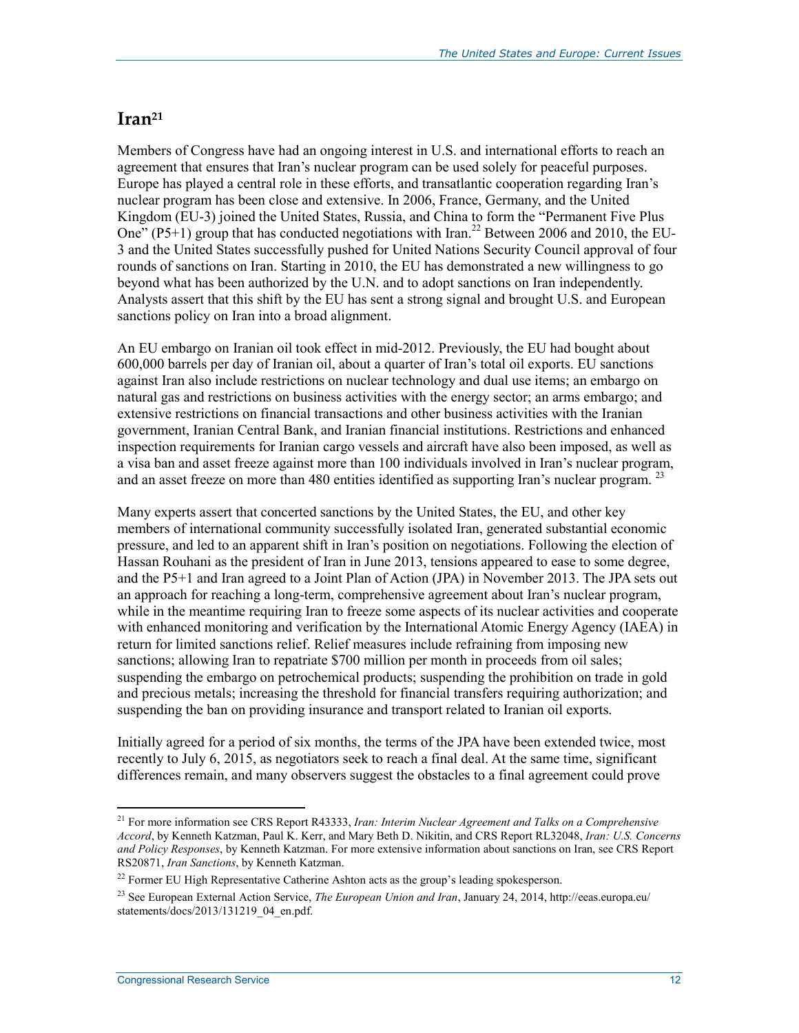## Iran[21]

Members of Congress have had an ongoing interest in U.S. and international efforts to reach an agreement that ensures that Iran's nuclear program can be used solely for peaceful purposes. Europe has played a central role in these efforts, and transatlantic cooperation regarding Iran's nuclear program has been close and extensive. In 2006, France, Germany, and the United Kingdom (EU-3) joined the United States, Russia, and China to form the "Permanent Five Plus One" (P5+1) group that has conducted negotiations with Iran.[22] Between 2006 and 2010, the EU-3 and the United States successfully pushed for United Nations Security Council approval of four rounds of sanctions on Iran. Starting in 2010, the EU has demonstrated a new willingness to go beyond what has been authorized by the U.N. and to adopt sanctions on Iran independently. Analysts assert that this shift by the EU has sent a strong signal and brought U.S. and European sanctions policy on Iran into a broad alignment.

An EU embargo on Iranian oil took effect in mid-2012. Previously, the EU had bought about 600,000 barrels per day of Iranian oil, about a quarter of Iran's total oil exports. EU sanctions against Iran also include restrictions on nuclear technology and dual use items; an embargo on natural gas and restrictions on business activities with the energy sector; an arms embargo; and extensive restrictions on financial transactions and other business activities with the Iranian government, Iranian Central Bank, and Iranian financial institutions. Restrictions and enhanced inspection requirements for Iranian cargo vessels and aircraft have also been imposed, as well as a visa ban and asset freeze against more than 100 individuals involved in Iran's nuclear program, and an asset freeze on more than 480 entities identified as supporting Iran's nuclear program.[23]

Many experts assert that concerted sanctions by the United States, the EU, and other key members of international community successfully isolated Iran, generated substantial economic pressure, and led to an apparent shift in Iran's position on negotiations. Following the election of Hassan Rouhani as the president of Iran in June 2013, tensions appeared to ease to some degree, and the P5+1 and Iran agreed to a Joint Plan of Action (JPA) in November 2013. The JPA sets out an approach for reaching a long-term, comprehensive agreement about Iran's nuclear program, while in the meantime requiring Iran to freeze some aspects of its nuclear activities and cooperate with enhanced monitoring and verification by the International Atomic Energy Agency (IAEA) in return for limited sanctions relief. Relief measures include refraining from imposing new sanctions; allowing Iran to repatriate $700 million per month in proceeds from oil sales; suspending the embargo on petrochemical products; suspending the prohibition on trade in gold and precious metals; increasing the threshold for financial transfers requiring authorization; and suspending the ban on providing insurance and transport related to Iranian oil exports.

Initially agreed for a period of six months, the terms of the JPA have been extended twice, most recently to July 6, 2015, as negotiators seek to reach a final deal. At the same time, significant differences remain, and many observers suggest the obstacles to a final agreement could prove

---

[21] For more information see CRS Report R43333, *Iran: Interim Nuclear Agreement and Talks on a Comprehensive Accord*, by Kenneth Katzman, Paul K. Kerr, and Mary Beth D. Nikitin, and CRS Report RL32048, *Iran: U.S. Concerns and Policy Responses*, by Kenneth Katzman. For more extensive information about sanctions on Iran, see CRS Report RS20871, *Iran Sanctions*, by Kenneth Katzman.

[22] Former EU High Representative Catherine Ashton acts as the group's leading spokesperson.

[23] See European External Action Service, *The European Union and Iran*, January 24, 2014, http://eeas.europa.eu/statements/docs/2013/131219_04_en.pdf.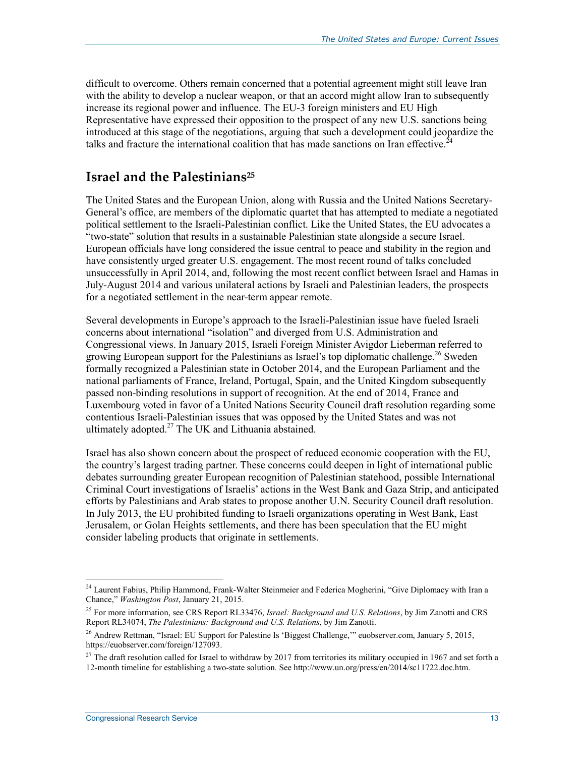difficult to overcome. Others remain concerned that a potential agreement might still leave Iran with the ability to develop a nuclear weapon, or that an accord might allow Iran to subsequently increase its regional power and influence. The EU-3 foreign ministers and EU High Representative have expressed their opposition to the prospect of any new U.S. sanctions being introduced at this stage of the negotiations, arguing that such a development could jeopardize the talks and fracture the international coalition that has made sanctions on Iran effective.[24]

## Israel and the Palestinians[25]

The United States and the European Union, along with Russia and the United Nations Secretary-General's office, are members of the diplomatic quartet that has attempted to mediate a negotiated political settlement to the Israeli-Palestinian conflict. Like the United States, the EU advocates a "two-state" solution that results in a sustainable Palestinian state alongside a secure Israel. European officials have long considered the issue central to peace and stability in the region and have consistently urged greater U.S. engagement. The most recent round of talks concluded unsuccessfully in April 2014, and, following the most recent conflict between Israel and Hamas in July-August 2014 and various unilateral actions by Israeli and Palestinian leaders, the prospects for a negotiated settlement in the near-term appear remote.

Several developments in Europe's approach to the Israeli-Palestinian issue have fueled Israeli concerns about international "isolation" and diverged from U.S. Administration and Congressional views. In January 2015, Israeli Foreign Minister Avigdor Lieberman referred to growing European support for the Palestinians as Israel's top diplomatic challenge.[26] Sweden formally recognized a Palestinian state in October 2014, and the European Parliament and the national parliaments of France, Ireland, Portugal, Spain, and the United Kingdom subsequently passed non-binding resolutions in support of recognition. At the end of 2014, France and Luxembourg voted in favor of a United Nations Security Council draft resolution regarding some contentious Israeli-Palestinian issues that was opposed by the United States and was not ultimately adopted.[27] The UK and Lithuania abstained.

Israel has also shown concern about the prospect of reduced economic cooperation with the EU, the country's largest trading partner. These concerns could deepen in light of international public debates surrounding greater European recognition of Palestinian statehood, possible International Criminal Court investigations of Israelis' actions in the West Bank and Gaza Strip, and anticipated efforts by Palestinians and Arab states to propose another U.N. Security Council draft resolution. In July 2013, the EU prohibited funding to Israeli organizations operating in West Bank, East Jerusalem, or Golan Heights settlements, and there has been speculation that the EU might consider labeling products that originate in settlements.

---

[24] Laurent Fabius, Philip Hammond, Frank-Walter Steinmeier and Federica Mogherini, "Give Diplomacy with Iran a Chance," *Washington Post*, January 21, 2015.

[25] For more information, see CRS Report RL33476, *Israel: Background and U.S. Relations*, by Jim Zanotti and CRS Report RL34074, *The Palestinians: Background and U.S. Relations*, by Jim Zanotti.

[26] Andrew Rettman, "Israel: EU Support for Palestine Is 'Biggest Challenge,'" euobserver.com, January 5, 2015, https://euobserver.com/foreign/127093.

[27] The draft resolution called for Israel to withdraw by 2017 from territories its military occupied in 1967 and set forth a 12-month timeline for establishing a two-state solution. See http://www.un.org/press/en/2014/sc11722.doc.htm.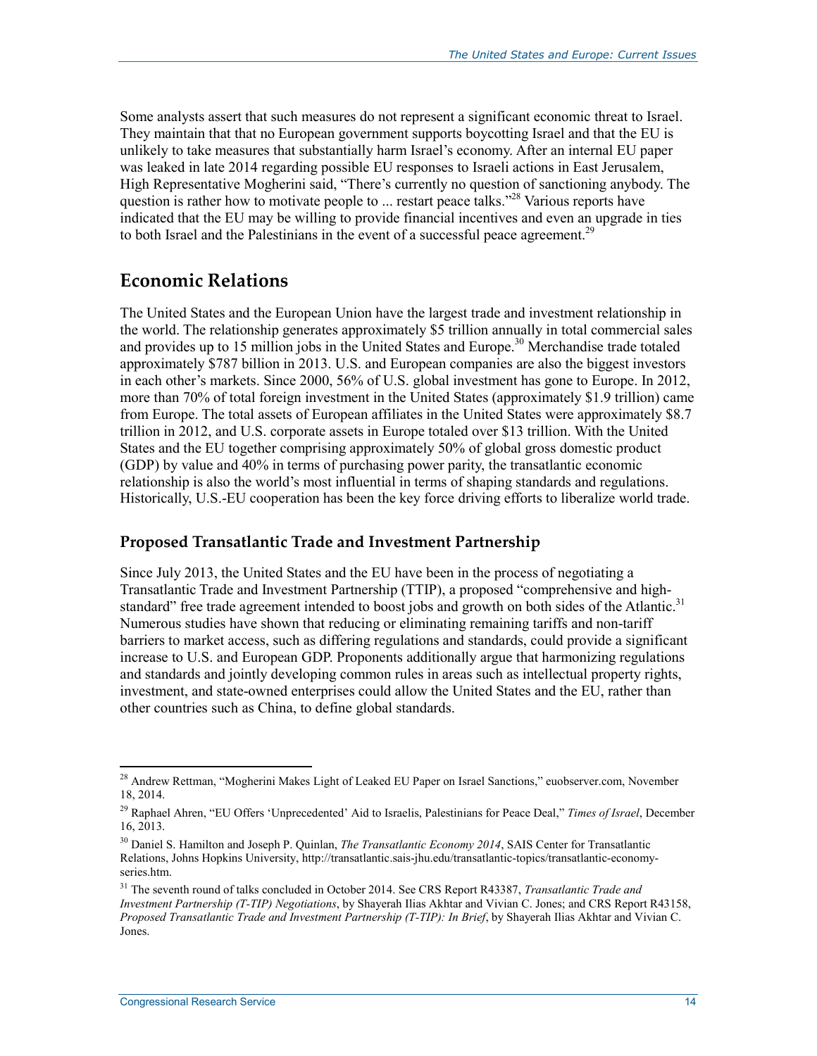Some analysts assert that such measures do not represent a significant economic threat to Israel. They maintain that that no European government supports boycotting Israel and that the EU is unlikely to take measures that substantially harm Israel's economy. After an internal EU paper was leaked in late 2014 regarding possible EU responses to Israeli actions in East Jerusalem, High Representative Mogherini said, "There's currently no question of sanctioning anybody. The question is rather how to motivate people to ... restart peace talks."[28] Various reports have indicated that the EU may be willing to provide financial incentives and even an upgrade in ties to both Israel and the Palestinians in the event of a successful peace agreement.[29]

## Economic Relations

The United States and the European Union have the largest trade and investment relationship in the world. The relationship generates approximately $5 trillion annually in total commercial sales and provides up to 15 million jobs in the United States and Europe.[30] Merchandise trade totaled approximately $787 billion in 2013. U.S. and European companies are also the biggest investors in each other's markets. Since 2000, 56% of U.S. global investment has gone to Europe. In 2012, more than 70% of total foreign investment in the United States (approximately $1.9 trillion) came from Europe. The total assets of European affiliates in the United States were approximately $8.7 trillion in 2012, and U.S. corporate assets in Europe totaled over $13 trillion. With the United States and the EU together comprising approximately 50% of global gross domestic product (GDP) by value and 40% in terms of purchasing power parity, the transatlantic economic relationship is also the world's most influential in terms of shaping standards and regulations. Historically, U.S.-EU cooperation has been the key force driving efforts to liberalize world trade.

### Proposed Transatlantic Trade and Investment Partnership

Since July 2013, the United States and the EU have been in the process of negotiating a Transatlantic Trade and Investment Partnership (TTIP), a proposed "comprehensive and high-standard" free trade agreement intended to boost jobs and growth on both sides of the Atlantic.[31] Numerous studies have shown that reducing or eliminating remaining tariffs and non-tariff barriers to market access, such as differing regulations and standards, could provide a significant increase to U.S. and European GDP. Proponents additionally argue that harmonizing regulations and standards and jointly developing common rules in areas such as intellectual property rights, investment, and state-owned enterprises could allow the United States and the EU, rather than other countries such as China, to define global standards.

---

[28] Andrew Rettman, "Mogherini Makes Light of Leaked EU Paper on Israel Sanctions," euobserver.com, November 18, 2014.

[29] Raphael Ahren, "EU Offers 'Unprecedented' Aid to Israelis, Palestinians for Peace Deal," *Times of Israel*, December 16, 2013.

[30] Daniel S. Hamilton and Joseph P. Quinlan, *The Transatlantic Economy 2014*, SAIS Center for Transatlantic Relations, Johns Hopkins University, http://transatlantic.sais-jhu.edu/transatlantic-topics/transatlantic-economy-series.htm.

[31] The seventh round of talks concluded in October 2014. See CRS Report R43387, *Transatlantic Trade and Investment Partnership (T-TIP) Negotiations*, by Shayerah Ilias Akhtar and Vivian C. Jones; and CRS Report R43158, *Proposed Transatlantic Trade and Investment Partnership (T-TIP): In Brief*, by Shayerah Ilias Akhtar and Vivian C. Jones.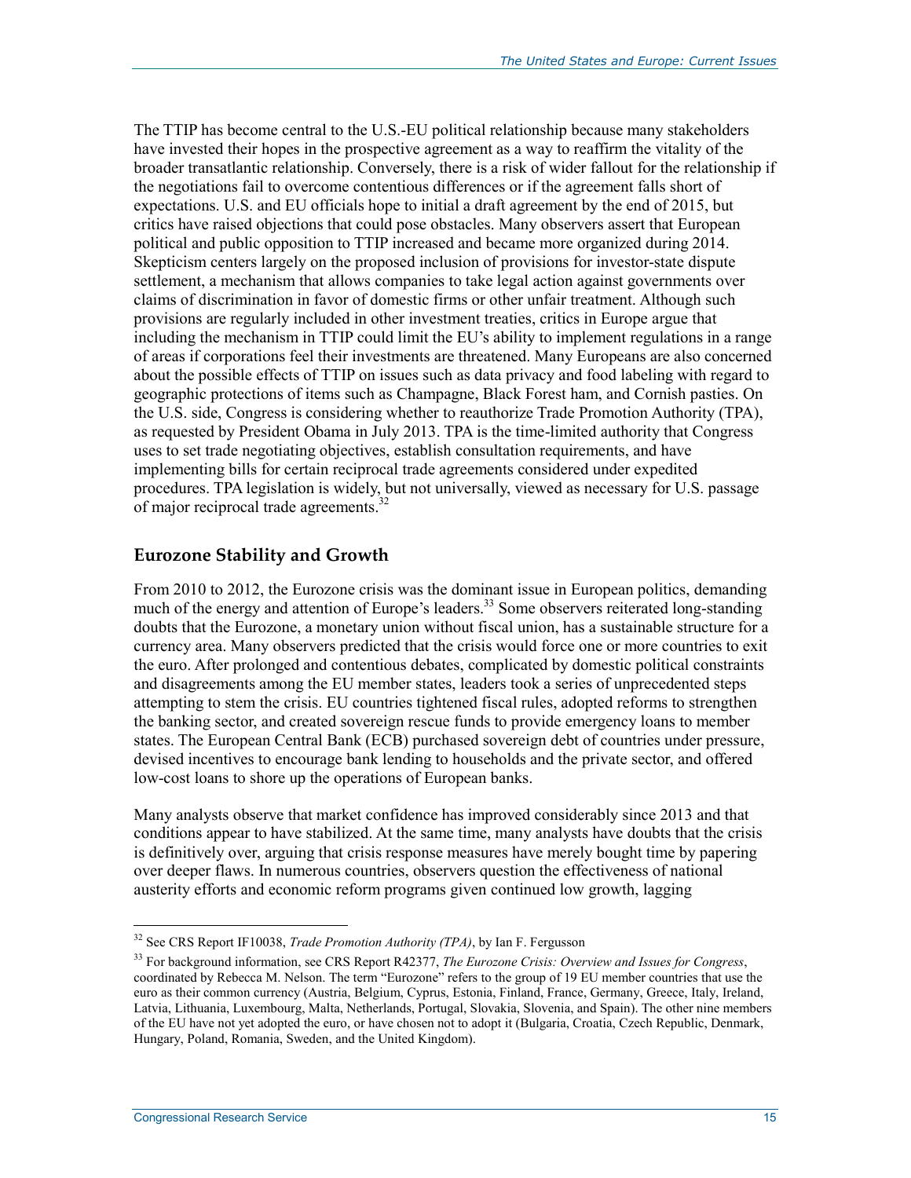The TTIP has become central to the U.S.-EU political relationship because many stakeholders have invested their hopes in the prospective agreement as a way to reaffirm the vitality of the broader transatlantic relationship. Conversely, there is a risk of wider fallout for the relationship if the negotiations fail to overcome contentious differences or if the agreement falls short of expectations. U.S. and EU officials hope to initial a draft agreement by the end of 2015, but critics have raised objections that could pose obstacles. Many observers assert that European political and public opposition to TTIP increased and became more organized during 2014. Skepticism centers largely on the proposed inclusion of provisions for investor-state dispute settlement, a mechanism that allows companies to take legal action against governments over claims of discrimination in favor of domestic firms or other unfair treatment. Although such provisions are regularly included in other investment treaties, critics in Europe argue that including the mechanism in TTIP could limit the EU's ability to implement regulations in a range of areas if corporations feel their investments are threatened. Many Europeans are also concerned about the possible effects of TTIP on issues such as data privacy and food labeling with regard to geographic protections of items such as Champagne, Black Forest ham, and Cornish pasties. On the U.S. side, Congress is considering whether to reauthorize Trade Promotion Authority (TPA), as requested by President Obama in July 2013. TPA is the time-limited authority that Congress uses to set trade negotiating objectives, establish consultation requirements, and have implementing bills for certain reciprocal trade agreements considered under expedited procedures. TPA legislation is widely, but not universally, viewed as necessary for U.S. passage of major reciprocal trade agreements.[32]

## Eurozone Stability and Growth

From 2010 to 2012, the Eurozone crisis was the dominant issue in European politics, demanding much of the energy and attention of Europe's leaders.[33] Some observers reiterated long-standing doubts that the Eurozone, a monetary union without fiscal union, has a sustainable structure for a currency area. Many observers predicted that the crisis would force one or more countries to exit the euro. After prolonged and contentious debates, complicated by domestic political constraints and disagreements among the EU member states, leaders took a series of unprecedented steps attempting to stem the crisis. EU countries tightened fiscal rules, adopted reforms to strengthen the banking sector, and created sovereign rescue funds to provide emergency loans to member states. The European Central Bank (ECB) purchased sovereign debt of countries under pressure, devised incentives to encourage bank lending to households and the private sector, and offered low-cost loans to shore up the operations of European banks.

Many analysts observe that market confidence has improved considerably since 2013 and that conditions appear to have stabilized. At the same time, many analysts have doubts that the crisis is definitively over, arguing that crisis response measures have merely bought time by papering over deeper flaws. In numerous countries, observers question the effectiveness of national austerity efforts and economic reform programs given continued low growth, lagging

---

[32] See CRS Report IF10038, *Trade Promotion Authority (TPA)*, by Ian F. Fergusson

[33] For background information, see CRS Report R42377, *The Eurozone Crisis: Overview and Issues for Congress*, coordinated by Rebecca M. Nelson. The term "Eurozone" refers to the group of 19 EU member countries that use the euro as their common currency (Austria, Belgium, Cyprus, Estonia, Finland, France, Germany, Greece, Italy, Ireland, Latvia, Lithuania, Luxembourg, Malta, Netherlands, Portugal, Slovakia, Slovenia, and Spain). The other nine members of the EU have not yet adopted the euro, or have chosen not to adopt it (Bulgaria, Croatia, Czech Republic, Denmark, Hungary, Poland, Romania, Sweden, and the United Kingdom).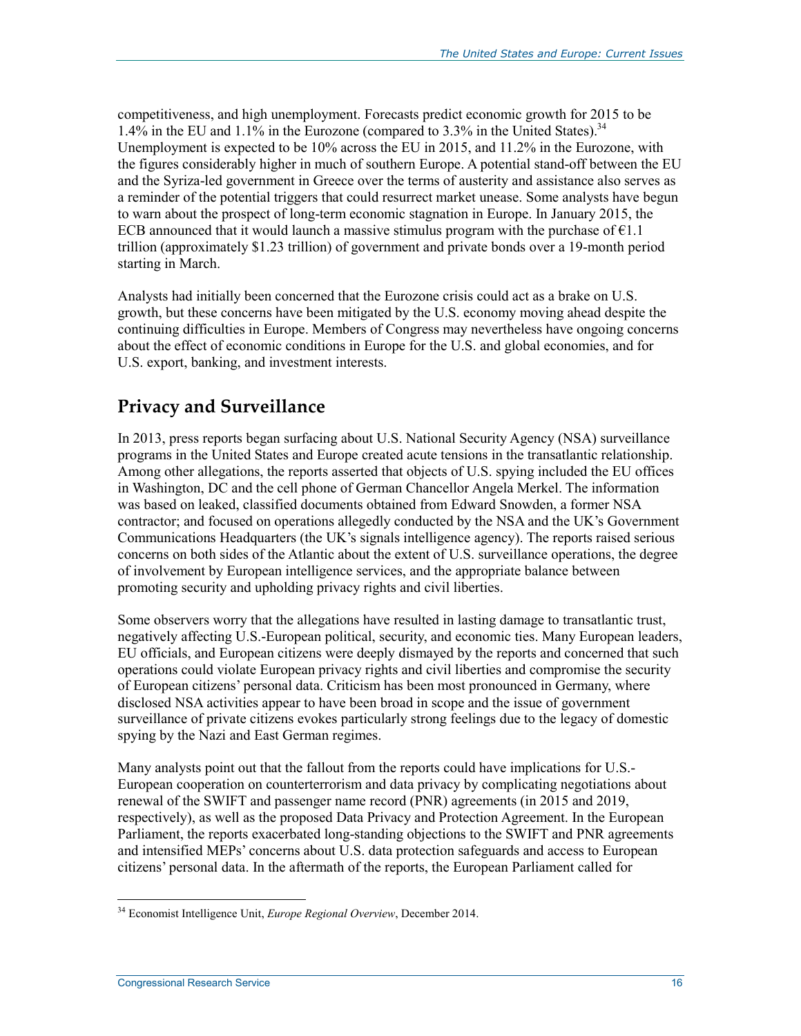competitiveness, and high unemployment. Forecasts predict economic growth for 2015 to be 1.4% in the EU and 1.1% in the Eurozone (compared to 3.3% in the United States).[34] Unemployment is expected to be 10% across the EU in 2015, and 11.2% in the Eurozone, with the figures considerably higher in much of southern Europe. A potential stand-off between the EU and the Syriza-led government in Greece over the terms of austerity and assistance also serves as a reminder of the potential triggers that could resurrect market unease. Some analysts have begun to warn about the prospect of long-term economic stagnation in Europe. In January 2015, the ECB announced that it would launch a massive stimulus program with the purchase of €1.1 trillion (approximately $1.23 trillion) of government and private bonds over a 19-month period starting in March.

Analysts had initially been concerned that the Eurozone crisis could act as a brake on U.S. growth, but these concerns have been mitigated by the U.S. economy moving ahead despite the continuing difficulties in Europe. Members of Congress may nevertheless have ongoing concerns about the effect of economic conditions in Europe for the U.S. and global economies, and for U.S. export, banking, and investment interests.

## Privacy and Surveillance

In 2013, press reports began surfacing about U.S. National Security Agency (NSA) surveillance programs in the United States and Europe created acute tensions in the transatlantic relationship. Among other allegations, the reports asserted that objects of U.S. spying included the EU offices in Washington, DC and the cell phone of German Chancellor Angela Merkel. The information was based on leaked, classified documents obtained from Edward Snowden, a former NSA contractor; and focused on operations allegedly conducted by the NSA and the UK's Government Communications Headquarters (the UK's signals intelligence agency). The reports raised serious concerns on both sides of the Atlantic about the extent of U.S. surveillance operations, the degree of involvement by European intelligence services, and the appropriate balance between promoting security and upholding privacy rights and civil liberties.

Some observers worry that the allegations have resulted in lasting damage to transatlantic trust, negatively affecting U.S.-European political, security, and economic ties. Many European leaders, EU officials, and European citizens were deeply dismayed by the reports and concerned that such operations could violate European privacy rights and civil liberties and compromise the security of European citizens' personal data. Criticism has been most pronounced in Germany, where disclosed NSA activities appear to have been broad in scope and the issue of government surveillance of private citizens evokes particularly strong feelings due to the legacy of domestic spying by the Nazi and East German regimes.

Many analysts point out that the fallout from the reports could have implications for U.S.-European cooperation on counterterrorism and data privacy by complicating negotiations about renewal of the SWIFT and passenger name record (PNR) agreements (in 2015 and 2019, respectively), as well as the proposed Data Privacy and Protection Agreement. In the European Parliament, the reports exacerbated long-standing objections to the SWIFT and PNR agreements and intensified MEPs' concerns about U.S. data protection safeguards and access to European citizens' personal data. In the aftermath of the reports, the European Parliament called for

[34] Economist Intelligence Unit, *Europe Regional Overview*, December 2014.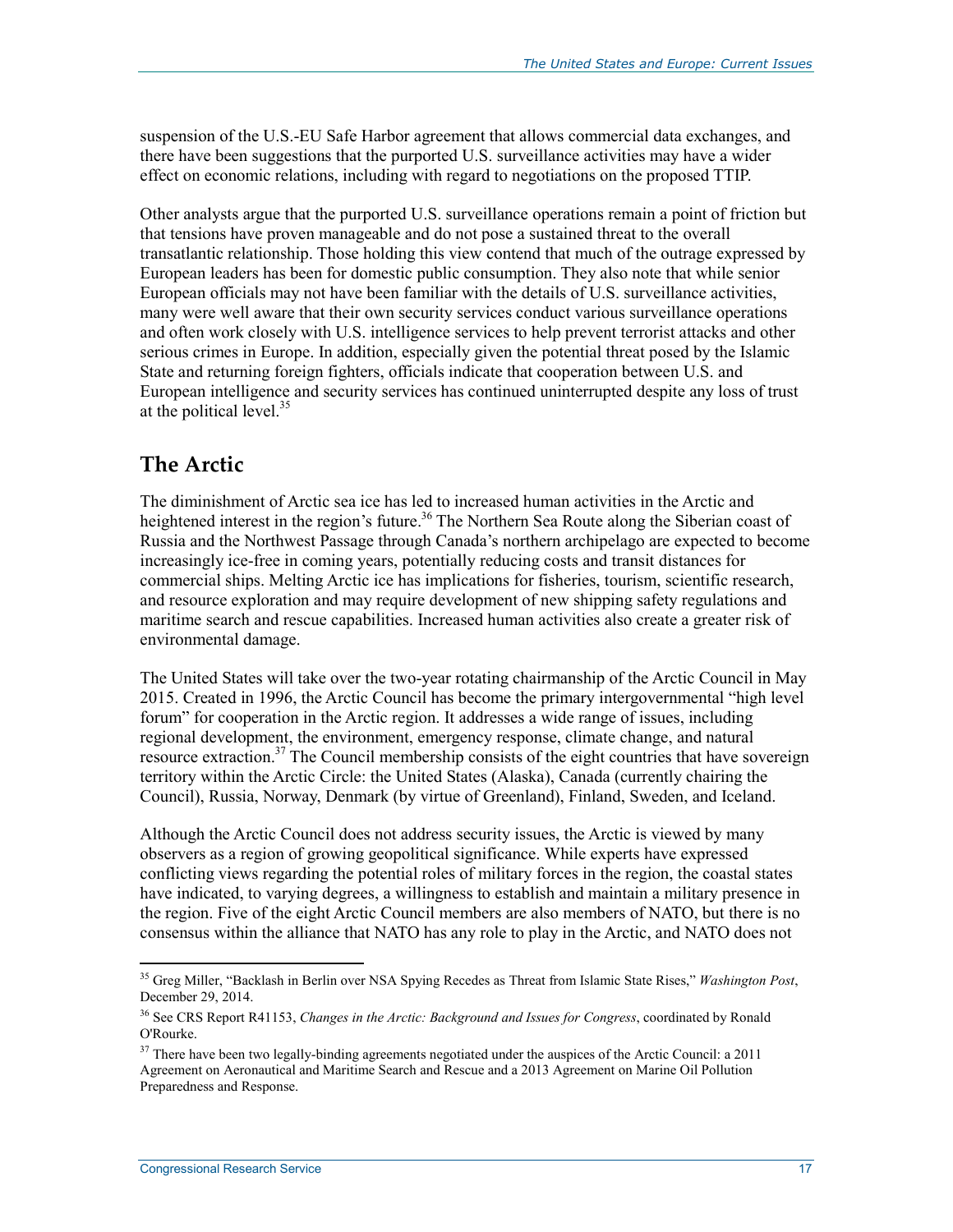suspension of the U.S.-EU Safe Harbor agreement that allows commercial data exchanges, and there have been suggestions that the purported U.S. surveillance activities may have a wider effect on economic relations, including with regard to negotiations on the proposed TTIP.

Other analysts argue that the purported U.S. surveillance operations remain a point of friction but that tensions have proven manageable and do not pose a sustained threat to the overall transatlantic relationship. Those holding this view contend that much of the outrage expressed by European leaders has been for domestic public consumption. They also note that while senior European officials may not have been familiar with the details of U.S. surveillance activities, many were well aware that their own security services conduct various surveillance operations and often work closely with U.S. intelligence services to help prevent terrorist attacks and other serious crimes in Europe. In addition, especially given the potential threat posed by the Islamic State and returning foreign fighters, officials indicate that cooperation between U.S. and European intelligence and security services has continued uninterrupted despite any loss of trust at the political level.[35]

## The Arctic

The diminishment of Arctic sea ice has led to increased human activities in the Arctic and heightened interest in the region's future.[36] The Northern Sea Route along the Siberian coast of Russia and the Northwest Passage through Canada's northern archipelago are expected to become increasingly ice-free in coming years, potentially reducing costs and transit distances for commercial ships. Melting Arctic ice has implications for fisheries, tourism, scientific research, and resource exploration and may require development of new shipping safety regulations and maritime search and rescue capabilities. Increased human activities also create a greater risk of environmental damage.

The United States will take over the two-year rotating chairmanship of the Arctic Council in May 2015. Created in 1996, the Arctic Council has become the primary intergovernmental "high level forum" for cooperation in the Arctic region. It addresses a wide range of issues, including regional development, the environment, emergency response, climate change, and natural resource extraction.[37] The Council membership consists of the eight countries that have sovereign territory within the Arctic Circle: the United States (Alaska), Canada (currently chairing the Council), Russia, Norway, Denmark (by virtue of Greenland), Finland, Sweden, and Iceland.

Although the Arctic Council does not address security issues, the Arctic is viewed by many observers as a region of growing geopolitical significance. While experts have expressed conflicting views regarding the potential roles of military forces in the region, the coastal states have indicated, to varying degrees, a willingness to establish and maintain a military presence in the region. Five of the eight Arctic Council members are also members of NATO, but there is no consensus within the alliance that NATO has any role to play in the Arctic, and NATO does not

[35] Greg Miller, "Backlash in Berlin over NSA Spying Recedes as Threat from Islamic State Rises," *Washington Post*, December 29, 2014.

[36] See CRS Report R41153, *Changes in the Arctic: Background and Issues for Congress*, coordinated by Ronald O'Rourke.

[37] There have been two legally-binding agreements negotiated under the auspices of the Arctic Council: a 2011 Agreement on Aeronautical and Maritime Search and Rescue and a 2013 Agreement on Marine Oil Pollution Preparedness and Response.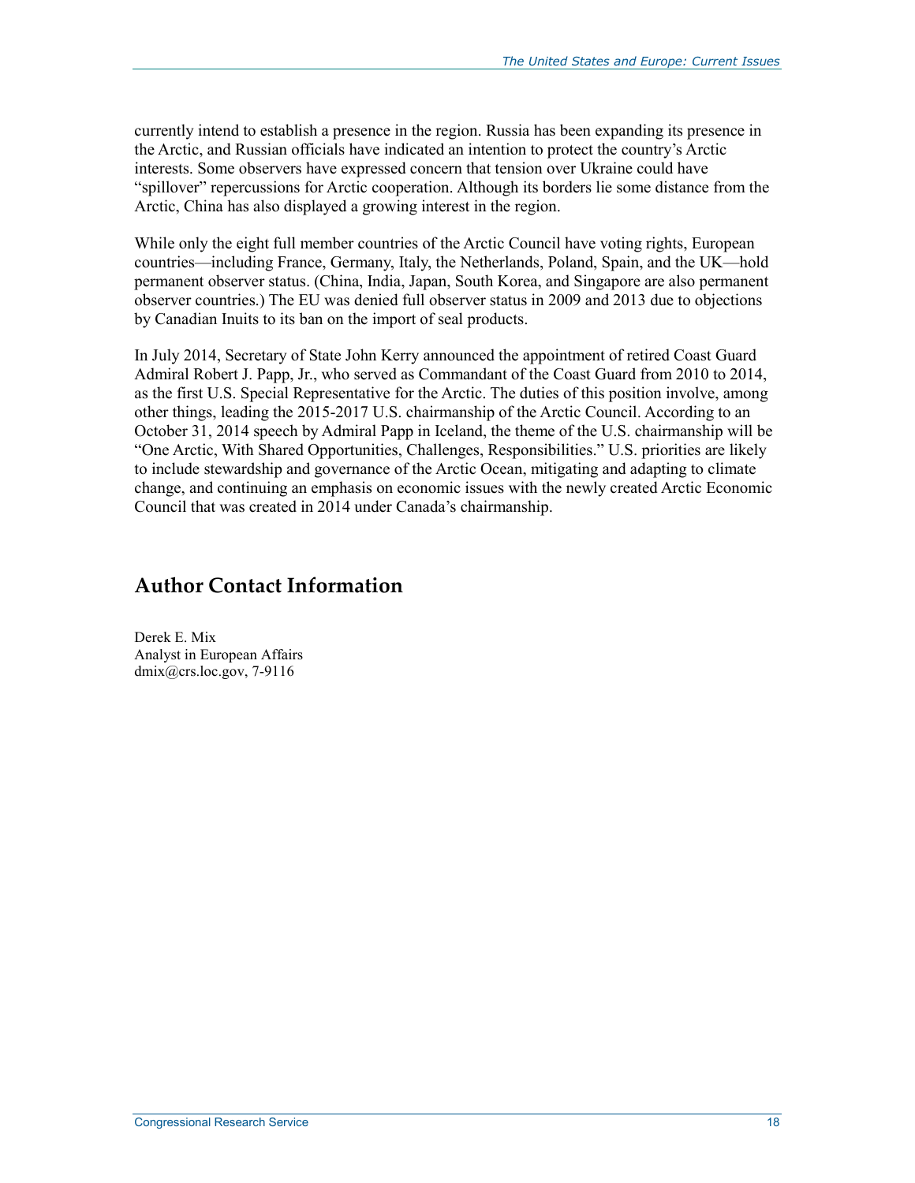currently intend to establish a presence in the region. Russia has been expanding its presence in the Arctic, and Russian officials have indicated an intention to protect the country's Arctic interests. Some observers have expressed concern that tension over Ukraine could have "spillover" repercussions for Arctic cooperation. Although its borders lie some distance from the Arctic, China has also displayed a growing interest in the region.

While only the eight full member countries of the Arctic Council have voting rights, European countries—including France, Germany, Italy, the Netherlands, Poland, Spain, and the UK—hold permanent observer status. (China, India, Japan, South Korea, and Singapore are also permanent observer countries.) The EU was denied full observer status in 2009 and 2013 due to objections by Canadian Inuits to its ban on the import of seal products.

In July 2014, Secretary of State John Kerry announced the appointment of retired Coast Guard Admiral Robert J. Papp, Jr., who served as Commandant of the Coast Guard from 2010 to 2014, as the first U.S. Special Representative for the Arctic. The duties of this position involve, among other things, leading the 2015-2017 U.S. chairmanship of the Arctic Council. According to an October 31, 2014 speech by Admiral Papp in Iceland, the theme of the U.S. chairmanship will be "One Arctic, With Shared Opportunities, Challenges, Responsibilities." U.S. priorities are likely to include stewardship and governance of the Arctic Ocean, mitigating and adapting to climate change, and continuing an emphasis on economic issues with the newly created Arctic Economic Council that was created in 2014 under Canada's chairmanship.

## Author Contact Information

Derek E. Mix
Analyst in European Affairs
dmix@crs.loc.gov, 7-9116